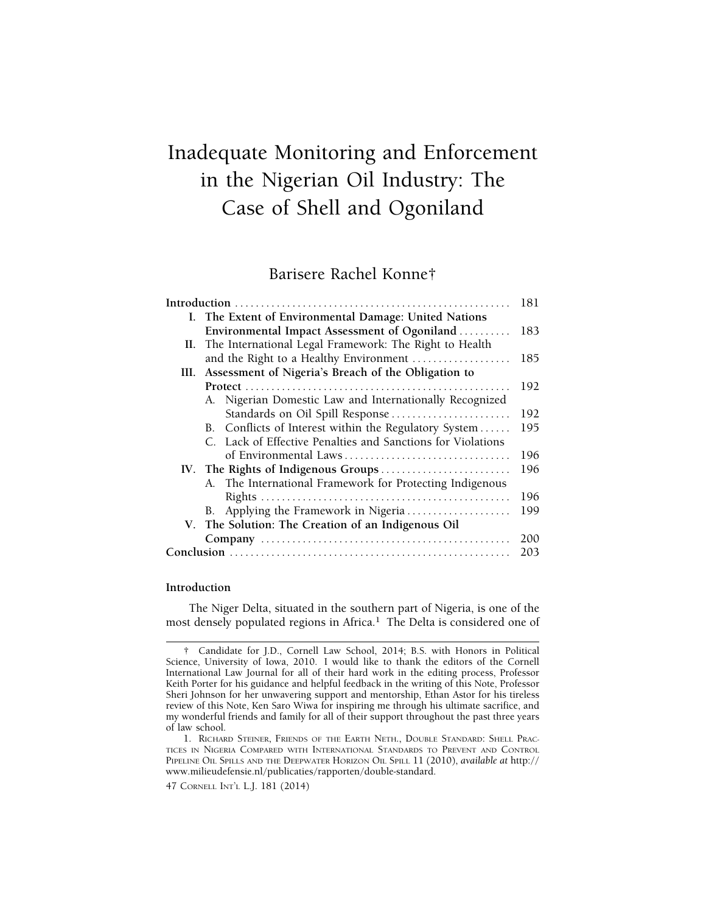# Inadequate Monitoring and Enforcement in the Nigerian Oil Industry: The Case of Shell and Ogoniland

Barisere Rachel Konne†

| | | |
|---|---|---|
| **Introduction** | | 181 |
| **I.** | **The Extent of Environmental Damage: United Nations Environmental Impact Assessment of Ogoniland** | 183 |
| **II.** | The International Legal Framework: The Right to Health and the Right to a Healthy Environment | 185 |
| **III.** | **Assessment of Nigeria's Breach of the Obligation to Protect** | 192 |
| | A. Nigerian Domestic Law and Internationally Recognized Standards on Oil Spill Response | 192 |
| | B. Conflicts of Interest within the Regulatory System | 195 |
| | C. Lack of Effective Penalties and Sanctions for Violations of Environmental Laws | 196 |
| **IV.** | **The Rights of Indigenous Groups** | 196 |
| | A. The International Framework for Protecting Indigenous Rights | 196 |
| | B. Applying the Framework in Nigeria | 199 |
| **V.** | **The Solution: The Creation of an Indigenous Oil Company** | 200 |
| **Conclusion** | | 203 |

## Introduction

The Niger Delta, situated in the southern part of Nigeria, is one of the most densely populated regions in Africa.[1] The Delta is considered one of

---

† Candidate for J.D., Cornell Law School, 2014; B.S. with Honors in Political Science, University of Iowa, 2010. I would like to thank the editors of the Cornell International Law Journal for all of their hard work in the editing process, Professor Keith Porter for his guidance and helpful feedback in the writing of this Note, Professor Sheri Johnson for her unwavering support and mentorship, Ethan Astor for his tireless review of this Note, Ken Saro Wiwa for inspiring me through his ultimate sacrifice, and my wonderful friends and family for all of their support throughout the past three years of law school.

1. Richard Steiner, Friends of the Earth Neth., Double Standard: Shell Practices in Nigeria Compared with International Standards to Prevent and Control Pipeline Oil Spills and the Deepwater Horizon Oil Spill 11 (2010), *available at* http://www.milieudefensie.nl/publicaties/rapporten/double-standard.

47 Cornell Int'l L.J. 181 (2014)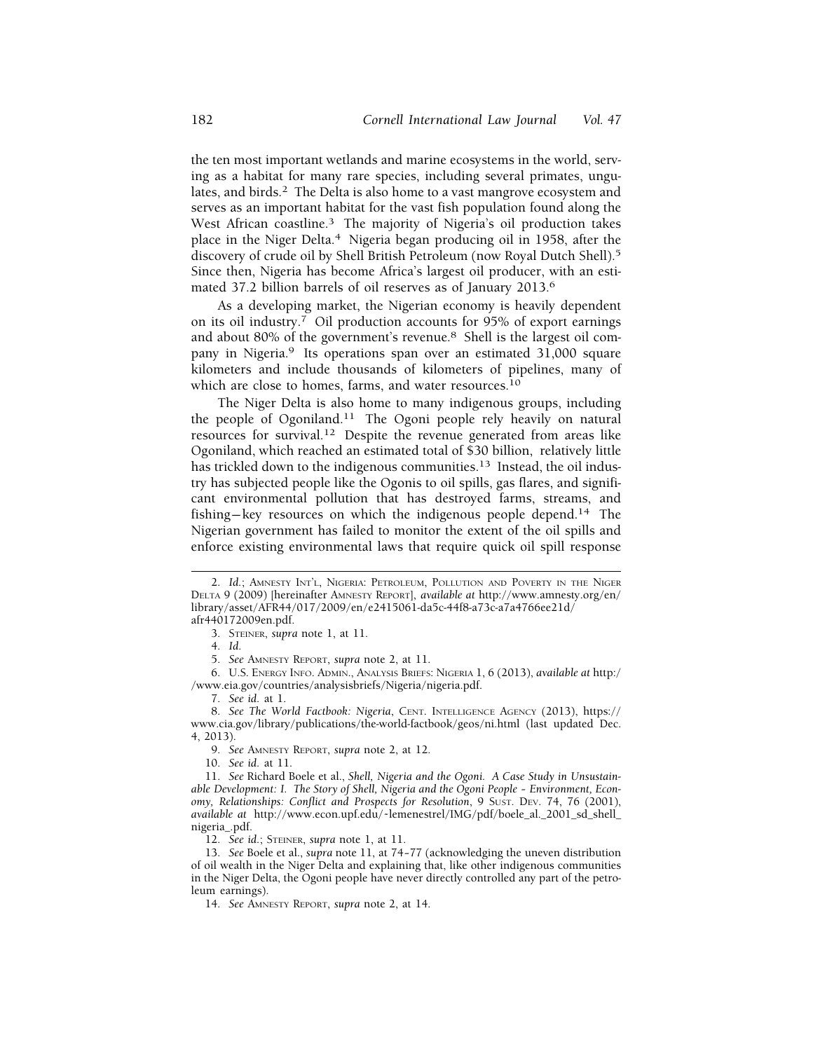the ten most important wetlands and marine ecosystems in the world, serving as a habitat for many rare species, including several primates, ungulates, and birds.[2] The Delta is also home to a vast mangrove ecosystem and serves as an important habitat for the vast fish population found along the West African coastline.[3] The majority of Nigeria's oil production takes place in the Niger Delta.[4] Nigeria began producing oil in 1958, after the discovery of crude oil by Shell British Petroleum (now Royal Dutch Shell).[5] Since then, Nigeria has become Africa's largest oil producer, with an estimated 37.2 billion barrels of oil reserves as of January 2013.[6]

As a developing market, the Nigerian economy is heavily dependent on its oil industry.[7] Oil production accounts for 95% of export earnings and about 80% of the government's revenue.[8] Shell is the largest oil company in Nigeria.[9] Its operations span over an estimated 31,000 square kilometers and include thousands of kilometers of pipelines, many of which are close to homes, farms, and water resources.[10]

The Niger Delta is also home to many indigenous groups, including the people of Ogoniland.[11] The Ogoni people rely heavily on natural resources for survival.[12] Despite the revenue generated from areas like Ogoniland, which reached an estimated total of $30 billion, relatively little has trickled down to the indigenous communities.[13] Instead, the oil industry has subjected people like the Ogonis to oil spills, gas flares, and significant environmental pollution that has destroyed farms, streams, and fishing—key resources on which the indigenous people depend.[14] The Nigerian government has failed to monitor the extent of the oil spills and enforce existing environmental laws that require quick oil spill response

---

2. *Id.*; AMNESTY INT'L, NIGERIA: PETROLEUM, POLLUTION AND POVERTY IN THE NIGER DELTA 9 (2009) [hereinafter AMNESTY REPORT], *available at* http://www.amnesty.org/en/library/asset/AFR44/017/2009/en/e2415061-da5c-44f8-a73c-a7a4766ee21d/afr440172009en.pdf.

3. STEINER, *supra* note 1, at 11.

4. *Id.*

5. *See* AMNESTY REPORT, *supra* note 2, at 11.

6. U.S. ENERGY INFO. ADMIN., ANALYSIS BRIEFS: NIGERIA 1, 6 (2013), *available at* http://www.eia.gov/countries/analysisbriefs/Nigeria/nigeria.pdf.

7. *See id.* at 1.

8. *See The World Factbook: Nigeria*, CENT. INTELLIGENCE AGENCY (2013), https://www.cia.gov/library/publications/the-world-factbook/geos/ni.html (last updated Dec. 4, 2013).

9. *See* AMNESTY REPORT, *supra* note 2, at 12.

10. *See id.* at 11.

11. *See* Richard Boele et al., *Shell, Nigeria and the Ogoni. A Case Study in Unsustainable Development: I. The Story of Shell, Nigeria and the Ogoni People - Environment, Economy, Relationships: Conflict and Prospects for Resolution*, 9 SUST. DEV. 74, 76 (2001), *available at* http://www.econ.upf.edu/~lemenestrel/IMG/pdf/boele_al._2001_sd_shell_nigeria_.pdf.

12. *See id.*; STEINER, *supra* note 1, at 11.

13. *See* Boele et al., *supra* note 11, at 74–77 (acknowledging the uneven distribution of oil wealth in the Niger Delta and explaining that, like other indigenous communities in the Niger Delta, the Ogoni people have never directly controlled any part of the petroleum earnings).

14. *See* AMNESTY REPORT, *supra* note 2, at 14.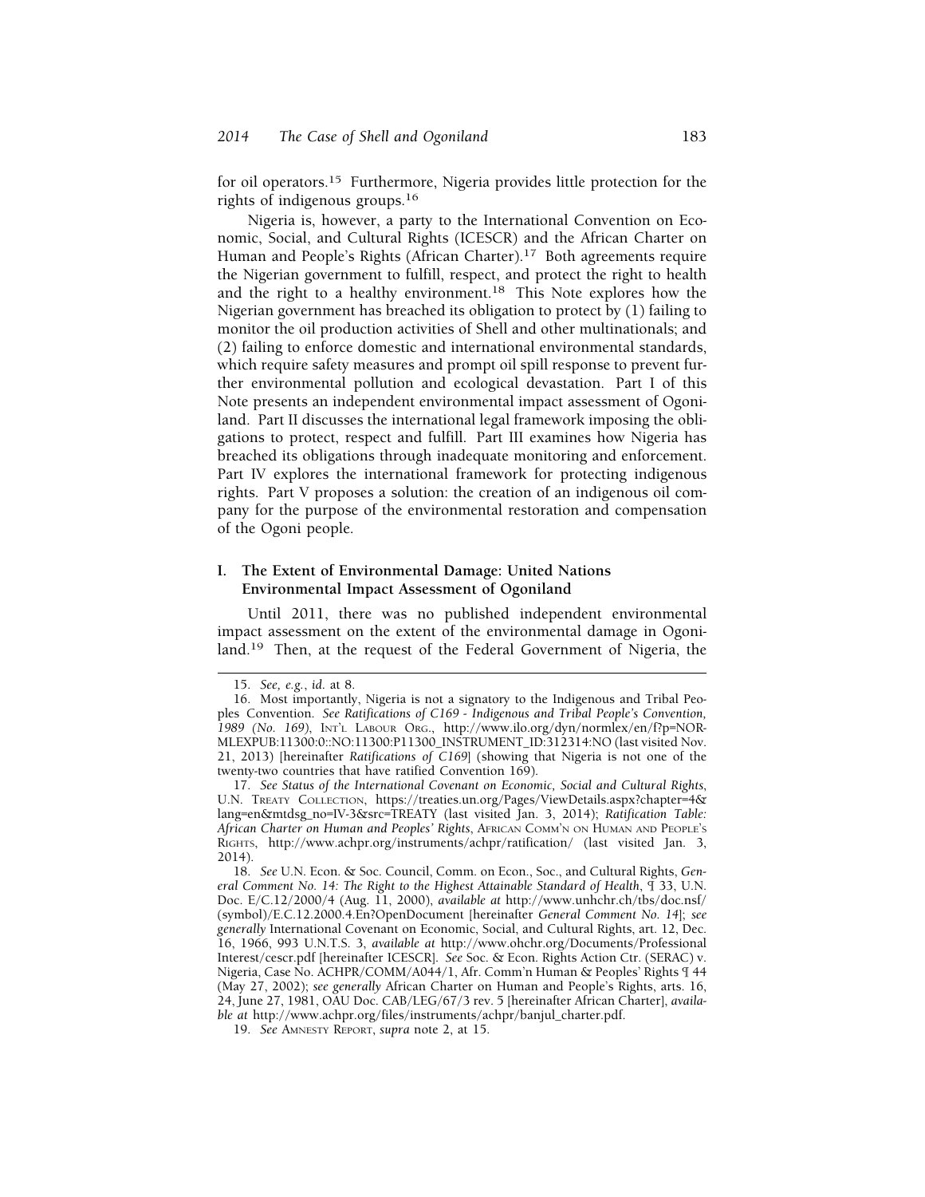for oil operators.[15] Furthermore, Nigeria provides little protection for the rights of indigenous groups.[16]

Nigeria is, however, a party to the International Convention on Economic, Social, and Cultural Rights (ICESCR) and the African Charter on Human and People's Rights (African Charter).[17] Both agreements require the Nigerian government to fulfill, respect, and protect the right to health and the right to a healthy environment.[18] This Note explores how the Nigerian government has breached its obligation to protect by (1) failing to monitor the oil production activities of Shell and other multinationals; and (2) failing to enforce domestic and international environmental standards, which require safety measures and prompt oil spill response to prevent further environmental pollution and ecological devastation. Part I of this Note presents an independent environmental impact assessment of Ogoniland. Part II discusses the international legal framework imposing the obligations to protect, respect and fulfill. Part III examines how Nigeria has breached its obligations through inadequate monitoring and enforcement. Part IV explores the international framework for protecting indigenous rights. Part V proposes a solution: the creation of an indigenous oil company for the purpose of the environmental restoration and compensation of the Ogoni people.

## I. The Extent of Environmental Damage: United Nations Environmental Impact Assessment of Ogoniland

Until 2011, there was no published independent environmental impact assessment on the extent of the environmental damage in Ogoniland.[19] Then, at the request of the Federal Government of Nigeria, the

---

15. *See, e.g.*, *id.* at 8.

16. Most importantly, Nigeria is not a signatory to the Indigenous and Tribal Peoples Convention. *See Ratifications of C169 - Indigenous and Tribal People's Convention, 1989 (No. 169)*, INT'L LABOUR ORG., http://www.ilo.org/dyn/normlex/en/f?p=NORMLEXPUB:11300:0::NO:11300:P11300_INSTRUMENT_ID:312314:NO (last visited Nov. 21, 2013) [hereinafter *Ratifications of C169*] (showing that Nigeria is not one of the twenty-two countries that have ratified Convention 169).

17. *See Status of the International Covenant on Economic, Social and Cultural Rights*, U.N. TREATY COLLECTION, https://treaties.un.org/Pages/ViewDetails.aspx?chapter=4&lang=en&mtdsg_no=IV-3&src=TREATY (last visited Jan. 3, 2014); *Ratification Table: African Charter on Human and Peoples' Rights*, AFRICAN COMM'N ON HUMAN AND PEOPLE'S RIGHTS, http://www.achpr.org/instruments/achpr/ratification/ (last visited Jan. 3, 2014).

18. *See* U.N. Econ. & Soc. Council, Comm. on Econ., Soc., and Cultural Rights, *General Comment No. 14: The Right to the Highest Attainable Standard of Health*, ¶ 33, U.N. Doc. E/C.12/2000/4 (Aug. 11, 2000), *available at* http://www.unhchr.ch/tbs/doc.nsf/(symbol)/E.C.12.2000.4.En?OpenDocument [hereinafter *General Comment No. 14*]; *see generally* International Covenant on Economic, Social, and Cultural Rights, art. 12, Dec. 16, 1966, 993 U.N.T.S. 3, *available at* http://www.ohchr.org/Documents/ProfessionalInterest/cescr.pdf [hereinafter ICESCR]. *See* Soc. & Econ. Rights Action Ctr. (SERAC) v. Nigeria, Case No. ACHPR/COMM/A044/1, Afr. Comm'n Human & Peoples' Rights ¶ 44 (May 27, 2002); *see generally* African Charter on Human and People's Rights, arts. 16, 24, June 27, 1981, OAU Doc. CAB/LEG/67/3 rev. 5 [hereinafter African Charter], *available at* http://www.achpr.org/files/instruments/achpr/banjul_charter.pdf.

19. *See* AMNESTY REPORT, *supra* note 2, at 15.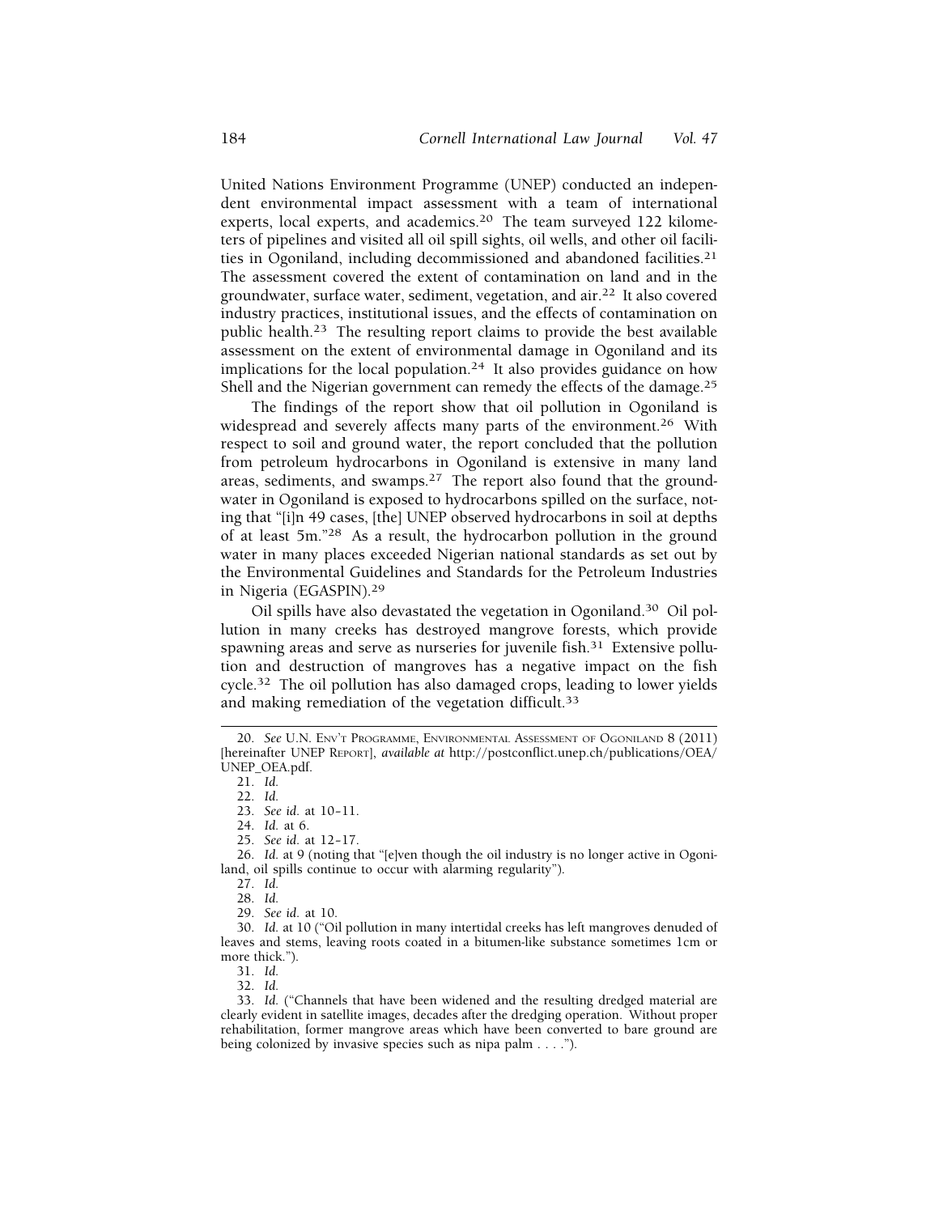United Nations Environment Programme (UNEP) conducted an independent environmental impact assessment with a team of international experts, local experts, and academics.[20] The team surveyed 122 kilometers of pipelines and visited all oil spill sights, oil wells, and other oil facilities in Ogoniland, including decommissioned and abandoned facilities.[21] The assessment covered the extent of contamination on land and in the groundwater, surface water, sediment, vegetation, and air.[22] It also covered industry practices, institutional issues, and the effects of contamination on public health.[23] The resulting report claims to provide the best available assessment on the extent of environmental damage in Ogoniland and its implications for the local population.[24] It also provides guidance on how Shell and the Nigerian government can remedy the effects of the damage.[25]

The findings of the report show that oil pollution in Ogoniland is widespread and severely affects many parts of the environment.[26] With respect to soil and ground water, the report concluded that the pollution from petroleum hydrocarbons in Ogoniland is extensive in many land areas, sediments, and swamps.[27] The report also found that the groundwater in Ogoniland is exposed to hydrocarbons spilled on the surface, noting that "[i]n 49 cases, [the] UNEP observed hydrocarbons in soil at depths of at least 5m."[28] As a result, the hydrocarbon pollution in the ground water in many places exceeded Nigerian national standards as set out by the Environmental Guidelines and Standards for the Petroleum Industries in Nigeria (EGASPIN).[29]

Oil spills have also devastated the vegetation in Ogoniland.[30] Oil pollution in many creeks has destroyed mangrove forests, which provide spawning areas and serve as nurseries for juvenile fish.[31] Extensive pollution and destruction of mangroves has a negative impact on the fish cycle.[32] The oil pollution has also damaged crops, leading to lower yields and making remediation of the vegetation difficult.[33]

---

20. *See* U.N. ENV'T PROGRAMME, ENVIRONMENTAL ASSESSMENT OF OGONILAND 8 (2011) [hereinafter UNEP REPORT], *available at* http://postconflict.unep.ch/publications/OEA/UNEP_OEA.pdf.

21. *Id.*

22. *Id.*

23. *See id.* at 10–11.

24. *Id.* at 6.

25. *See id.* at 12–17.

26. *Id.* at 9 (noting that "[e]ven though the oil industry is no longer active in Ogoniland, oil spills continue to occur with alarming regularity").

27. *Id.*

28. *Id.*

29. *See id.* at 10.

30. *Id.* at 10 ("Oil pollution in many intertidal creeks has left mangroves denuded of leaves and stems, leaving roots coated in a bitumen-like substance sometimes 1cm or more thick.").

31. *Id.*

32. *Id.*

33. *Id.* ("Channels that have been widened and the resulting dredged material are clearly evident in satellite images, decades after the dredging operation. Without proper rehabilitation, former mangrove areas which have been converted to bare ground are being colonized by invasive species such as nipa palm . . . .").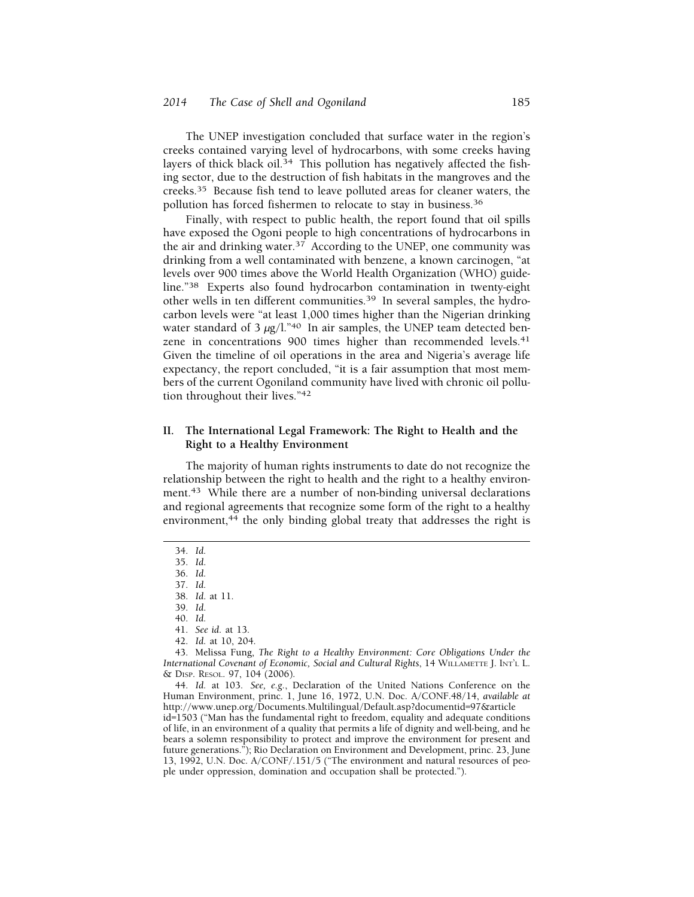The UNEP investigation concluded that surface water in the region's creeks contained varying level of hydrocarbons, with some creeks having layers of thick black oil.[34] This pollution has negatively affected the fishing sector, due to the destruction of fish habitats in the mangroves and the creeks.[35] Because fish tend to leave polluted areas for cleaner waters, the pollution has forced fishermen to relocate to stay in business.[36]

Finally, with respect to public health, the report found that oil spills have exposed the Ogoni people to high concentrations of hydrocarbons in the air and drinking water.[37] According to the UNEP, one community was drinking from a well contaminated with benzene, a known carcinogen, "at levels over 900 times above the World Health Organization (WHO) guideline."[38] Experts also found hydrocarbon contamination in twenty-eight other wells in ten different communities.[39] In several samples, the hydrocarbon levels were "at least 1,000 times higher than the Nigerian drinking water standard of 3 $\mu$g/l."[40] In air samples, the UNEP team detected benzene in concentrations 900 times higher than recommended levels.[41] Given the timeline of oil operations in the area and Nigeria's average life expectancy, the report concluded, "it is a fair assumption that most members of the current Ogoniland community have lived with chronic oil pollution throughout their lives."[42]

## II. The International Legal Framework: The Right to Health and the Right to a Healthy Environment

The majority of human rights instruments to date do not recognize the relationship between the right to health and the right to a healthy environment.[43] While there are a number of non-binding universal declarations and regional agreements that recognize some form of the right to a healthy environment,[44] the only binding global treaty that addresses the right is

---

34. *Id.*

35. *Id.*

36. *Id.*

37. *Id.*

38. *Id.* at 11.

39. *Id.*

40. *Id.*

41. *See id.* at 13.

42. *Id.* at 10, 204.

43. Melissa Fung, *The Right to a Healthy Environment: Core Obligations Under the International Covenant of Economic, Social and Cultural Rights*, 14 WILLAMETTE J. INT'L L. & DISP. RESOL. 97, 104 (2006).

44. *Id.* at 103. *See, e.g.*, Declaration of the United Nations Conference on the Human Environment, princ. 1, June 16, 1972, U.N. Doc. A/CONF.48/14, *available at* http://www.unep.org/Documents.Multilingual/Default.asp?documentid=97&article id=1503 ("Man has the fundamental right to freedom, equality and adequate conditions of life, in an environment of a quality that permits a life of dignity and well-being, and he bears a solemn responsibility to protect and improve the environment for present and future generations."); Rio Declaration on Environment and Development, princ. 23, June 13, 1992, U.N. Doc. A/CONF/.151/5 ("The environment and natural resources of people under oppression, domination and occupation shall be protected.").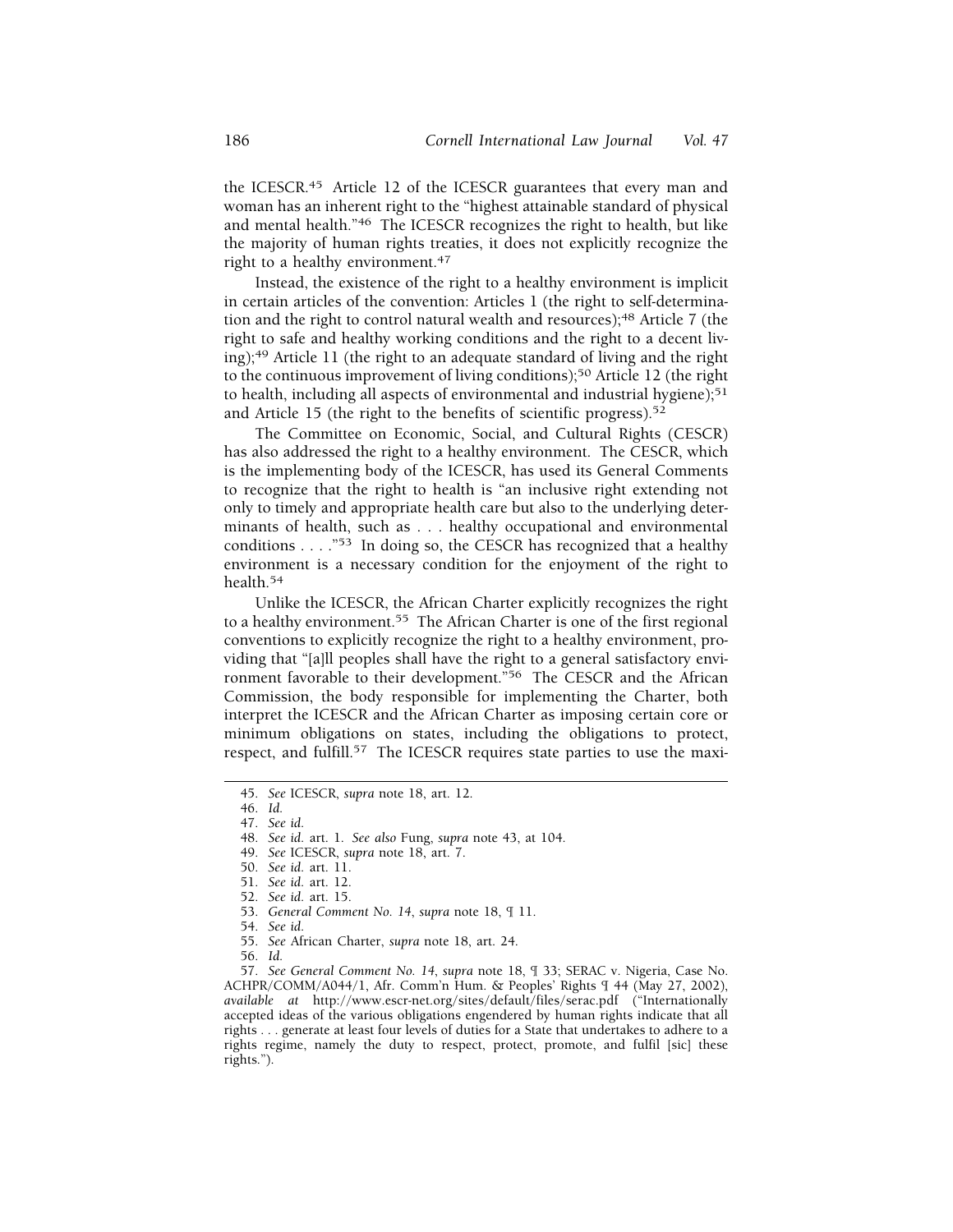the ICESCR.[45] Article 12 of the ICESCR guarantees that every man and woman has an inherent right to the "highest attainable standard of physical and mental health."[46] The ICESCR recognizes the right to health, but like the majority of human rights treaties, it does not explicitly recognize the right to a healthy environment.[47]

Instead, the existence of the right to a healthy environment is implicit in certain articles of the convention: Articles 1 (the right to self-determination and the right to control natural wealth and resources);[48] Article 7 (the right to safe and healthy working conditions and the right to a decent living);[49] Article 11 (the right to an adequate standard of living and the right to the continuous improvement of living conditions);[50] Article 12 (the right to health, including all aspects of environmental and industrial hygiene);[51] and Article 15 (the right to the benefits of scientific progress).[52]

The Committee on Economic, Social, and Cultural Rights (CESCR) has also addressed the right to a healthy environment. The CESCR, which is the implementing body of the ICESCR, has used its General Comments to recognize that the right to health is "an inclusive right extending not only to timely and appropriate health care but also to the underlying determinants of health, such as . . . healthy occupational and environmental conditions . . . ."[53] In doing so, the CESCR has recognized that a healthy environment is a necessary condition for the enjoyment of the right to health.[54]

Unlike the ICESCR, the African Charter explicitly recognizes the right to a healthy environment.[55] The African Charter is one of the first regional conventions to explicitly recognize the right to a healthy environment, providing that "[a]ll peoples shall have the right to a general satisfactory environment favorable to their development."[56] The CESCR and the African Commission, the body responsible for implementing the Charter, both interpret the ICESCR and the African Charter as imposing certain core or minimum obligations on states, including the obligations to protect, respect, and fulfill.[57] The ICESCR requires state parties to use the maxi-

---

45. *See* ICESCR, *supra* note 18, art. 12.

46. *Id.*

47. *See id.*

48. *See id.* art. 1. *See also* Fung, *supra* note 43, at 104.

49. *See* ICESCR, *supra* note 18, art. 7.

50. *See id.* art. 11.

51. *See id.* art. 12.

52. *See id.* art. 15.

53. *General Comment No. 14*, *supra* note 18, ¶ 11.

54. *See id.*

55. *See* African Charter, *supra* note 18, art. 24.

56. *Id.*

57. *See General Comment No. 14*, *supra* note 18, ¶ 33; SERAC v. Nigeria, Case No. ACHPR/COMM/A044/1, Afr. Comm'n Hum. & Peoples' Rights ¶ 44 (May 27, 2002), *available at* http://www.escr-net.org/sites/default/files/serac.pdf ("Internationally accepted ideas of the various obligations engendered by human rights indicate that all rights . . . generate at least four levels of duties for a State that undertakes to adhere to a rights regime, namely the duty to respect, protect, promote, and fulfil [sic] these rights.").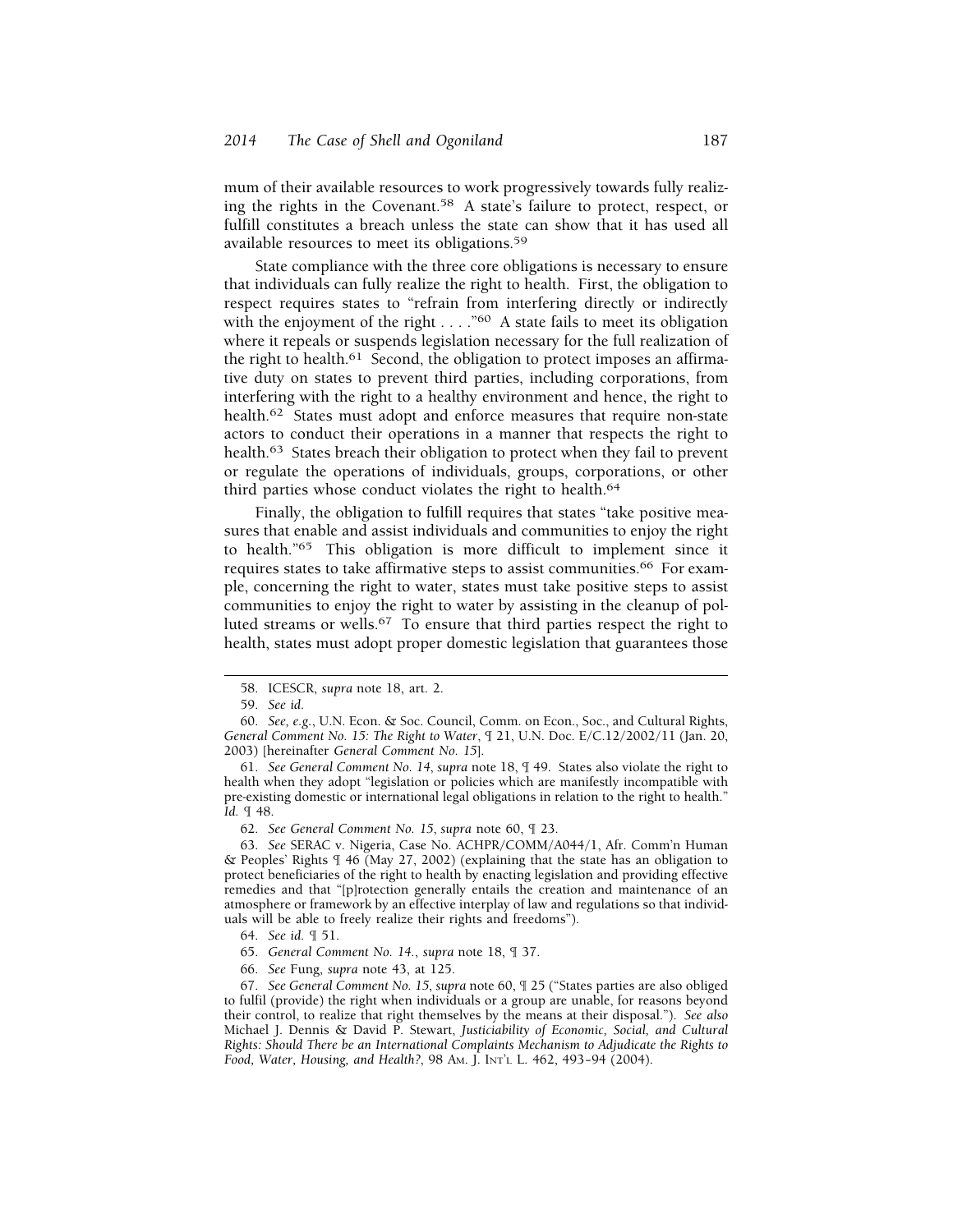mum of their available resources to work progressively towards fully realizing the rights in the Covenant.[58] A state's failure to protect, respect, or fulfill constitutes a breach unless the state can show that it has used all available resources to meet its obligations.[59]

State compliance with the three core obligations is necessary to ensure that individuals can fully realize the right to health. First, the obligation to respect requires states to "refrain from interfering directly or indirectly with the enjoyment of the right . . . ."[60] A state fails to meet its obligation where it repeals or suspends legislation necessary for the full realization of the right to health.[61] Second, the obligation to protect imposes an affirmative duty on states to prevent third parties, including corporations, from interfering with the right to a healthy environment and hence, the right to health.[62] States must adopt and enforce measures that require non-state actors to conduct their operations in a manner that respects the right to health.[63] States breach their obligation to protect when they fail to prevent or regulate the operations of individuals, groups, corporations, or other third parties whose conduct violates the right to health.[64]

Finally, the obligation to fulfill requires that states "take positive measures that enable and assist individuals and communities to enjoy the right to health."[65] This obligation is more difficult to implement since it requires states to take affirmative steps to assist communities.[66] For example, concerning the right to water, states must take positive steps to assist communities to enjoy the right to water by assisting in the cleanup of polluted streams or wells.[67] To ensure that third parties respect the right to health, states must adopt proper domestic legislation that guarantees those

---

58. ICESCR, *supra* note 18, art. 2.

59. *See id.*

60. *See, e.g.*, U.N. Econ. & Soc. Council, Comm. on Econ., Soc., and Cultural Rights, *General Comment No. 15: The Right to Water*, ¶ 21, U.N. Doc. E/C.12/2002/11 (Jan. 20, 2003) [hereinafter *General Comment No. 15*].

61. *See General Comment No. 14*, *supra* note 18, ¶ 49. States also violate the right to health when they adopt "legislation or policies which are manifestly incompatible with pre-existing domestic or international legal obligations in relation to the right to health." *Id.* ¶ 48.

62. *See General Comment No. 15*, *supra* note 60, ¶ 23.

63. *See* SERAC v. Nigeria, Case No. ACHPR/COMM/A044/1, Afr. Comm'n Human & Peoples' Rights ¶ 46 (May 27, 2002) (explaining that the state has an obligation to protect beneficiaries of the right to health by enacting legislation and providing effective remedies and that "[p]rotection generally entails the creation and maintenance of an atmosphere or framework by an effective interplay of law and regulations so that individuals will be able to freely realize their rights and freedoms").

64. *See id.* ¶ 51.

65. *General Comment No. 14.*, *supra* note 18, ¶ 37.

66. *See* Fung, *supra* note 43, at 125.

67. *See General Comment No. 15*, *supra* note 60, ¶ 25 ("States parties are also obliged to fulfil (provide) the right when individuals or a group are unable, for reasons beyond their control, to realize that right themselves by the means at their disposal."). *See also* Michael J. Dennis & David P. Stewart, *Justiciability of Economic, Social, and Cultural Rights: Should There be an International Complaints Mechanism to Adjudicate the Rights to Food, Water, Housing, and Health?*, 98 AM. J. INT'L L. 462, 493–94 (2004).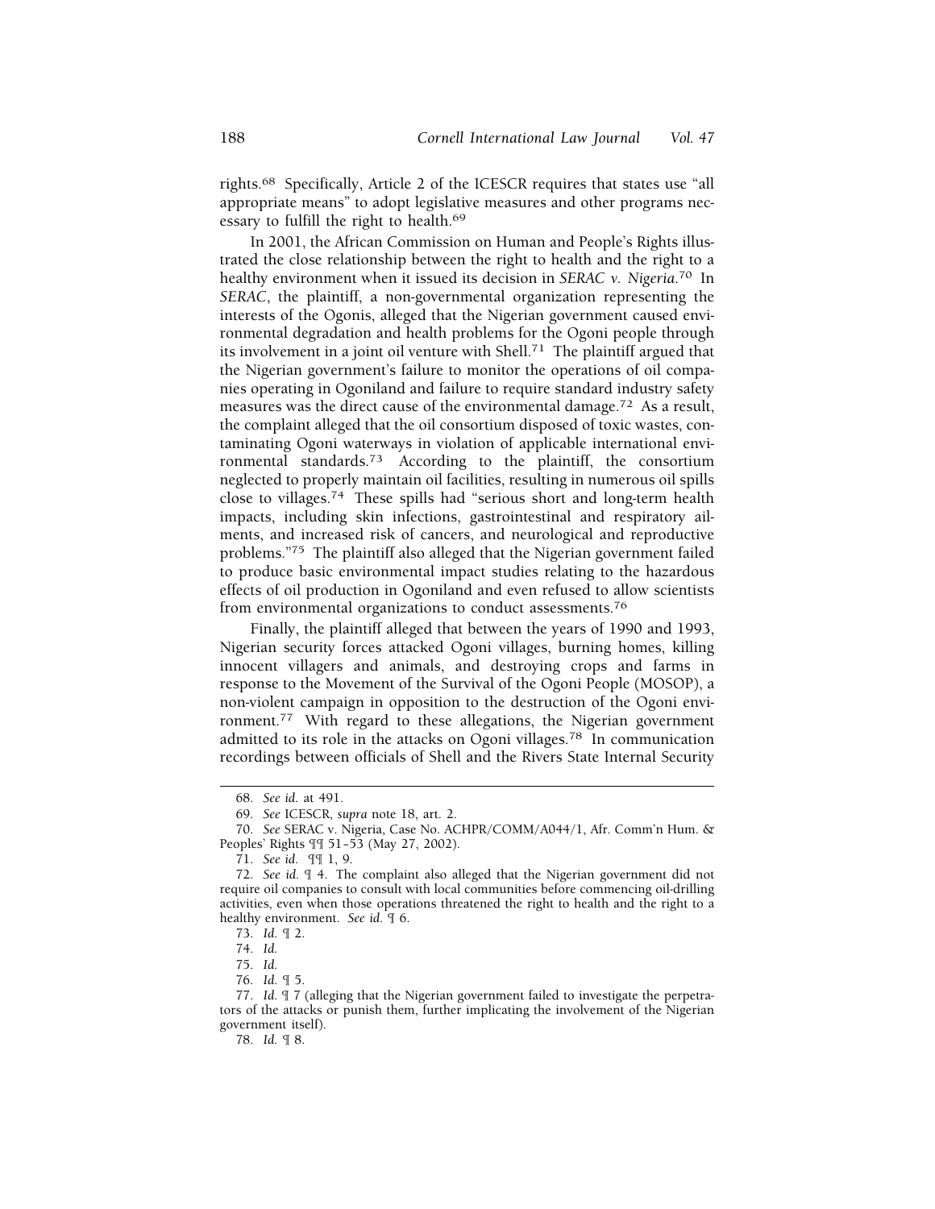rights.[68] Specifically, Article 2 of the ICESCR requires that states use "all appropriate means" to adopt legislative measures and other programs necessary to fulfill the right to health.[69]

In 2001, the African Commission on Human and People's Rights illustrated the close relationship between the right to health and the right to a healthy environment when it issued its decision in *SERAC v. Nigeria*.[70] In *SERAC*, the plaintiff, a non-governmental organization representing the interests of the Ogonis, alleged that the Nigerian government caused environmental degradation and health problems for the Ogoni people through its involvement in a joint oil venture with Shell.[71] The plaintiff argued that the Nigerian government's failure to monitor the operations of oil companies operating in Ogoniland and failure to require standard industry safety measures was the direct cause of the environmental damage.[72] As a result, the complaint alleged that the oil consortium disposed of toxic wastes, contaminating Ogoni waterways in violation of applicable international environmental standards.[73] According to the plaintiff, the consortium neglected to properly maintain oil facilities, resulting in numerous oil spills close to villages.[74] These spills had "serious short and long-term health impacts, including skin infections, gastrointestinal and respiratory ailments, and increased risk of cancers, and neurological and reproductive problems."[75] The plaintiff also alleged that the Nigerian government failed to produce basic environmental impact studies relating to the hazardous effects of oil production in Ogoniland and even refused to allow scientists from environmental organizations to conduct assessments.[76]

Finally, the plaintiff alleged that between the years of 1990 and 1993, Nigerian security forces attacked Ogoni villages, burning homes, killing innocent villagers and animals, and destroying crops and farms in response to the Movement of the Survival of the Ogoni People (MOSOP), a non-violent campaign in opposition to the destruction of the Ogoni environment.[77] With regard to these allegations, the Nigerian government admitted to its role in the attacks on Ogoni villages.[78] In communication recordings between officials of Shell and the Rivers State Internal Security

---

68. *See id.* at 491.

69. *See* ICESCR, *supra* note 18, art. 2.

70. *See* SERAC v. Nigeria, Case No. ACHPR/COMM/A044/1, Afr. Comm'n Hum. & Peoples' Rights ¶¶ 51–53 (May 27, 2002).

71. *See id.* ¶¶ 1, 9.

72. *See id.* ¶ 4. The complaint also alleged that the Nigerian government did not require oil companies to consult with local communities before commencing oil-drilling activities, even when those operations threatened the right to health and the right to a healthy environment. *See id.* ¶ 6.

73. *Id.* ¶ 2.

74. *Id.*

75. *Id.*

76. *Id.* ¶ 5.

77. *Id.* ¶ 7 (alleging that the Nigerian government failed to investigate the perpetrators of the attacks or punish them, further implicating the involvement of the Nigerian government itself).

78. *Id.* ¶ 8.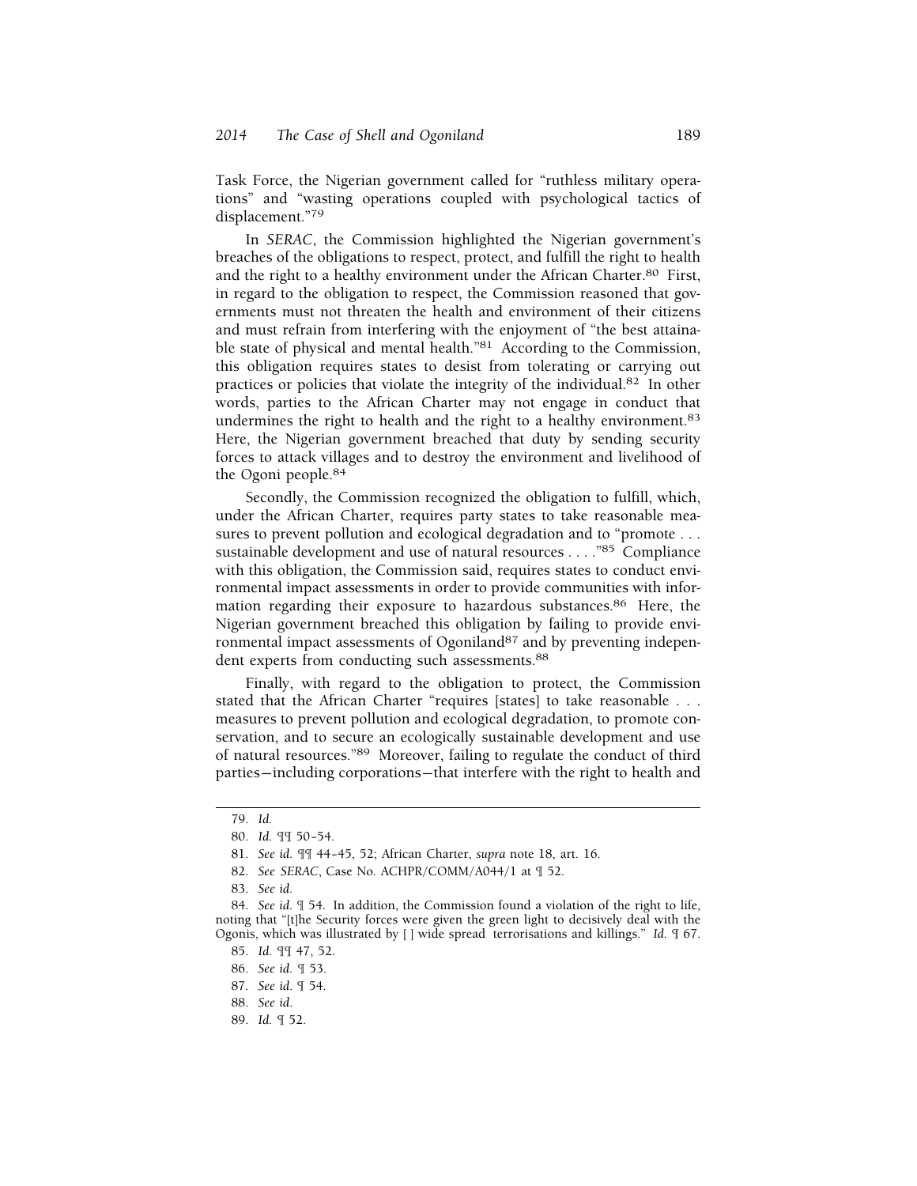Task Force, the Nigerian government called for "ruthless military operations" and "wasting operations coupled with psychological tactics of displacement."[79]

In *SERAC*, the Commission highlighted the Nigerian government's breaches of the obligations to respect, protect, and fulfill the right to health and the right to a healthy environment under the African Charter.[80] First, in regard to the obligation to respect, the Commission reasoned that governments must not threaten the health and environment of their citizens and must refrain from interfering with the enjoyment of "the best attainable state of physical and mental health."[81] According to the Commission, this obligation requires states to desist from tolerating or carrying out practices or policies that violate the integrity of the individual.[82] In other words, parties to the African Charter may not engage in conduct that undermines the right to health and the right to a healthy environment.[83] Here, the Nigerian government breached that duty by sending security forces to attack villages and to destroy the environment and livelihood of the Ogoni people.[84]

Secondly, the Commission recognized the obligation to fulfill, which, under the African Charter, requires party states to take reasonable measures to prevent pollution and ecological degradation and to "promote . . . sustainable development and use of natural resources . . . ."[85] Compliance with this obligation, the Commission said, requires states to conduct environmental impact assessments in order to provide communities with information regarding their exposure to hazardous substances.[86] Here, the Nigerian government breached this obligation by failing to provide environmental impact assessments of Ogoniland[87] and by preventing independent experts from conducting such assessments.[88]

Finally, with regard to the obligation to protect, the Commission stated that the African Charter "requires [states] to take reasonable . . . measures to prevent pollution and ecological degradation, to promote conservation, and to secure an ecologically sustainable development and use of natural resources."[89] Moreover, failing to regulate the conduct of third parties—including corporations—that interfere with the right to health and

---

79. *Id.*

80. *Id.* ¶¶ 50–54.

81. *See id.* ¶¶ 44–45, 52; African Charter, *supra* note 18, art. 16.

82. *See SERAC*, Case No. ACHPR/COMM/A044/1 at ¶ 52.

83. *See id.*

84. *See id.* ¶ 54. In addition, the Commission found a violation of the right to life, noting that "[t]he Security forces were given the green light to decisively deal with the Ogonis, which was illustrated by [ ] wide spread terrorisations and killings." *Id.* ¶ 67.

85. *Id.* ¶¶ 47, 52.

86. *See id.* ¶ 53.

87. *See id.* ¶ 54.

88. *See id.*

89. *Id.* ¶ 52.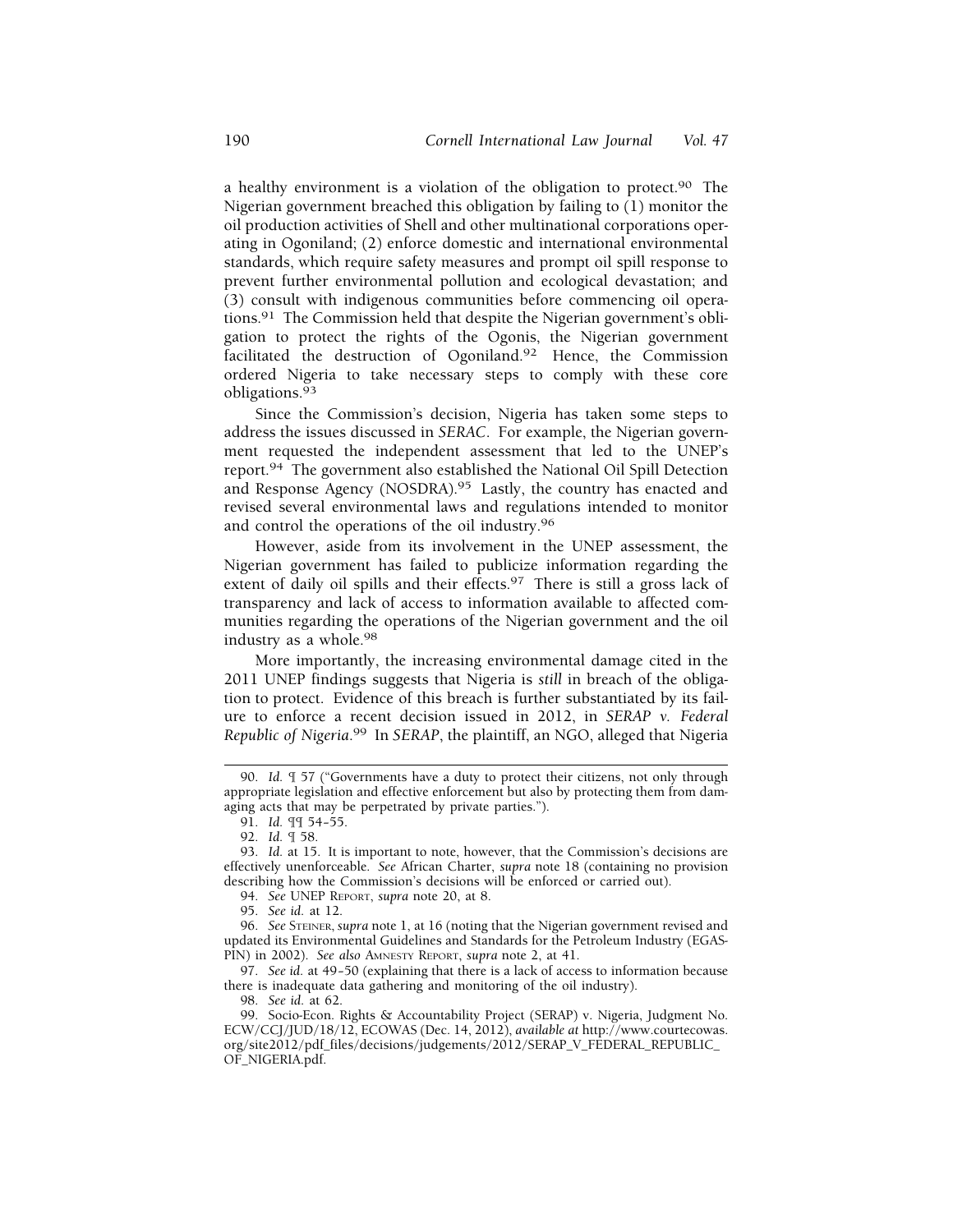a healthy environment is a violation of the obligation to protect.[90] The Nigerian government breached this obligation by failing to (1) monitor the oil production activities of Shell and other multinational corporations operating in Ogoniland; (2) enforce domestic and international environmental standards, which require safety measures and prompt oil spill response to prevent further environmental pollution and ecological devastation; and (3) consult with indigenous communities before commencing oil operations.[91] The Commission held that despite the Nigerian government's obligation to protect the rights of the Ogonis, the Nigerian government facilitated the destruction of Ogoniland.[92] Hence, the Commission ordered Nigeria to take necessary steps to comply with these core obligations.[93]

Since the Commission's decision, Nigeria has taken some steps to address the issues discussed in *SERAC*. For example, the Nigerian government requested the independent assessment that led to the UNEP's report.[94] The government also established the National Oil Spill Detection and Response Agency (NOSDRA).[95] Lastly, the country has enacted and revised several environmental laws and regulations intended to monitor and control the operations of the oil industry.[96]

However, aside from its involvement in the UNEP assessment, the Nigerian government has failed to publicize information regarding the extent of daily oil spills and their effects.[97] There is still a gross lack of transparency and lack of access to information available to affected communities regarding the operations of the Nigerian government and the oil industry as a whole.[98]

More importantly, the increasing environmental damage cited in the 2011 UNEP findings suggests that Nigeria is *still* in breach of the obligation to protect. Evidence of this breach is further substantiated by its failure to enforce a recent decision issued in 2012, in *SERAP v. Federal Republic of Nigeria*.[99] In *SERAP*, the plaintiff, an NGO, alleged that Nigeria

---

90. *Id.* ¶ 57 ("Governments have a duty to protect their citizens, not only through appropriate legislation and effective enforcement but also by protecting them from damaging acts that may be perpetrated by private parties.").

91. *Id.* ¶¶ 54–55.

92. *Id.* ¶ 58.

93. *Id.* at 15. It is important to note, however, that the Commission's decisions are effectively unenforceable. *See* African Charter, *supra* note 18 (containing no provision describing how the Commission's decisions will be enforced or carried out).

94. *See* UNEP REPORT, *supra* note 20, at 8.

95. *See id.* at 12.

96. *See* STEINER, *supra* note 1, at 16 (noting that the Nigerian government revised and updated its Environmental Guidelines and Standards for the Petroleum Industry (EGASPIN) in 2002). *See also* AMNESTY REPORT, *supra* note 2, at 41.

97. *See id.* at 49–50 (explaining that there is a lack of access to information because there is inadequate data gathering and monitoring of the oil industry).

98. *See id.* at 62.

99. Socio-Econ. Rights & Accountability Project (SERAP) v. Nigeria, Judgment No. ECW/CCJ/JUD/18/12, ECOWAS (Dec. 14, 2012), *available at* http://www.courtecowas.org/site2012/pdf_files/decisions/judgements/2012/SERAP_V_FEDERAL_REPUBLIC_OF_NIGERIA.pdf.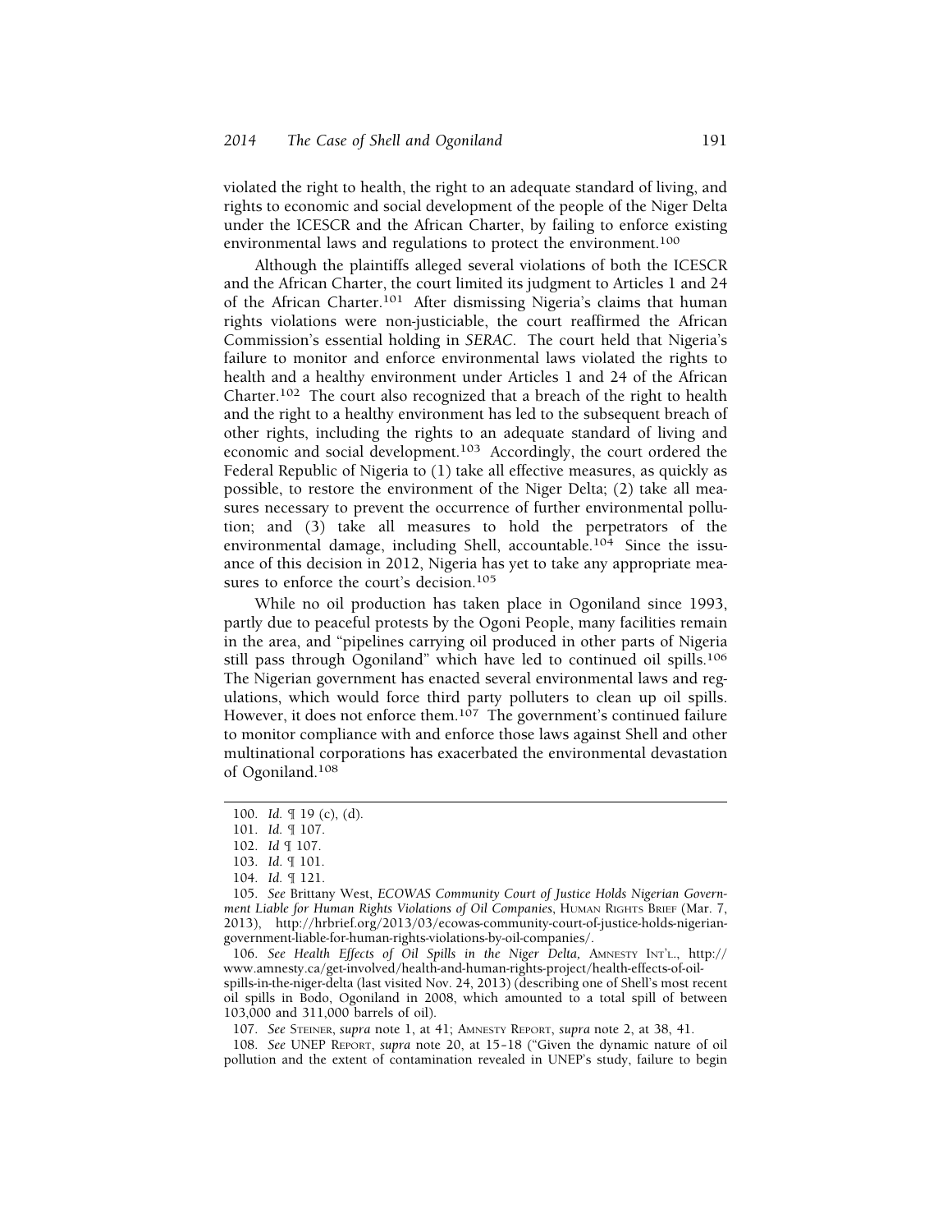violated the right to health, the right to an adequate standard of living, and rights to economic and social development of the people of the Niger Delta under the ICESCR and the African Charter, by failing to enforce existing environmental laws and regulations to protect the environment.[100]

Although the plaintiffs alleged several violations of both the ICESCR and the African Charter, the court limited its judgment to Articles 1 and 24 of the African Charter.[101] After dismissing Nigeria's claims that human rights violations were non-justiciable, the court reaffirmed the African Commission's essential holding in *SERAC*. The court held that Nigeria's failure to monitor and enforce environmental laws violated the rights to health and a healthy environment under Articles 1 and 24 of the African Charter.[102] The court also recognized that a breach of the right to health and the right to a healthy environment has led to the subsequent breach of other rights, including the rights to an adequate standard of living and economic and social development.[103] Accordingly, the court ordered the Federal Republic of Nigeria to (1) take all effective measures, as quickly as possible, to restore the environment of the Niger Delta; (2) take all measures necessary to prevent the occurrence of further environmental pollution; and (3) take all measures to hold the perpetrators of the environmental damage, including Shell, accountable.[104] Since the issuance of this decision in 2012, Nigeria has yet to take any appropriate measures to enforce the court's decision.[105]

While no oil production has taken place in Ogoniland since 1993, partly due to peaceful protests by the Ogoni People, many facilities remain in the area, and "pipelines carrying oil produced in other parts of Nigeria still pass through Ogoniland" which have led to continued oil spills.[106] The Nigerian government has enacted several environmental laws and regulations, which would force third party polluters to clean up oil spills. However, it does not enforce them.[107] The government's continued failure to monitor compliance with and enforce those laws against Shell and other multinational corporations has exacerbated the environmental devastation of Ogoniland.[108]

---

100. *Id.* ¶ 19 (c), (d).

101. *Id.* ¶ 107.

102. *Id* ¶ 107.

103. *Id.* ¶ 101.

104. *Id.* ¶ 121.

105. *See* Brittany West, *ECOWAS Community Court of Justice Holds Nigerian Government Liable for Human Rights Violations of Oil Companies*, HUMAN RIGHTS BRIEF (Mar. 7, 2013), http://hrbrief.org/2013/03/ecowas-community-court-of-justice-holds-nigerian-government-liable-for-human-rights-violations-by-oil-companies/.

106. *See Health Effects of Oil Spills in the Niger Delta,* AMNESTY INT'L., http://www.amnesty.ca/get-involved/health-and-human-rights-project/health-effects-of-oil-spills-in-the-niger-delta (last visited Nov. 24, 2013) (describing one of Shell's most recent oil spills in Bodo, Ogoniland in 2008, which amounted to a total spill of between 103,000 and 311,000 barrels of oil).

107. *See* STEINER, *supra* note 1, at 41; AMNESTY REPORT, *supra* note 2, at 38, 41.

108. *See* UNEP REPORT, *supra* note 20, at 15–18 ("Given the dynamic nature of oil pollution and the extent of contamination revealed in UNEP's study, failure to begin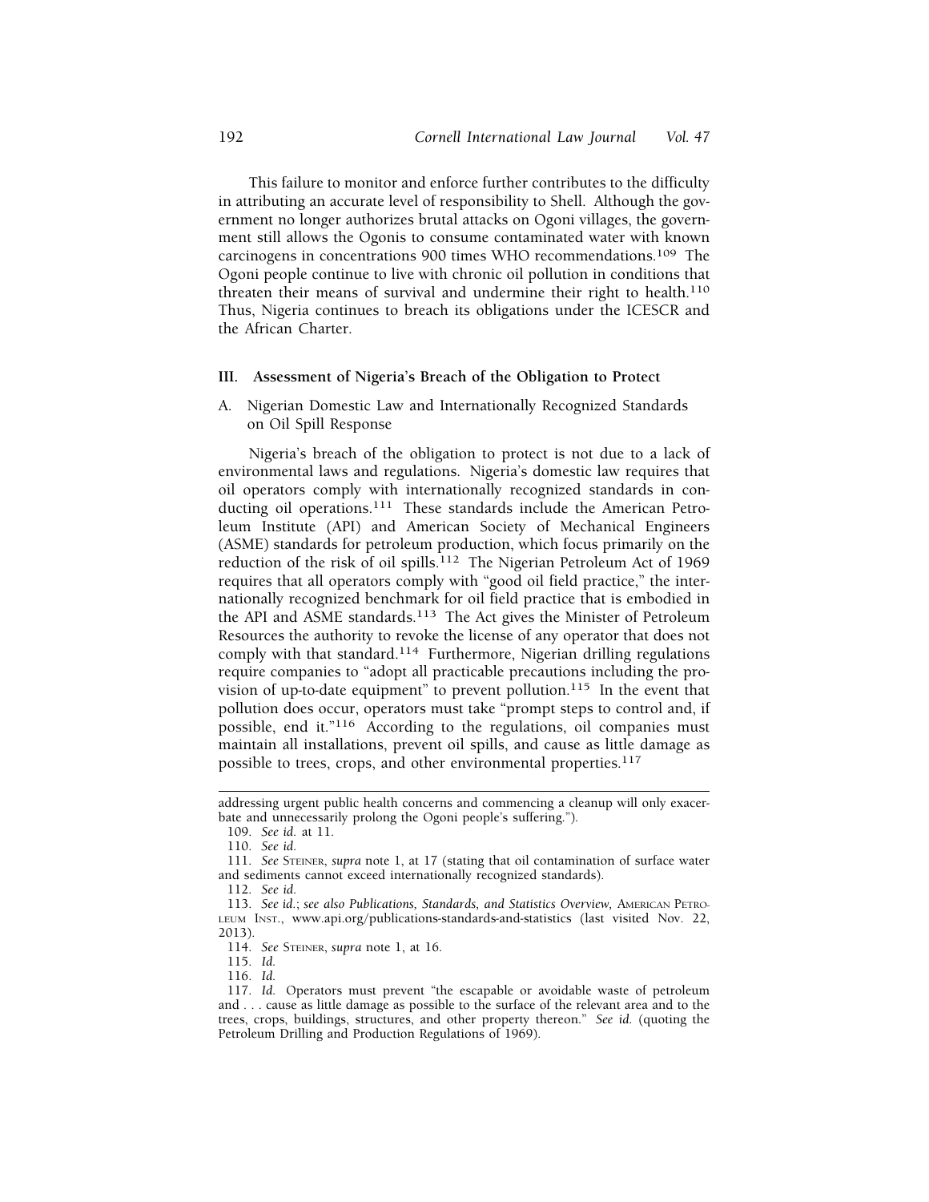This failure to monitor and enforce further contributes to the difficulty in attributing an accurate level of responsibility to Shell. Although the government no longer authorizes brutal attacks on Ogoni villages, the government still allows the Ogonis to consume contaminated water with known carcinogens in concentrations 900 times WHO recommendations.[109] The Ogoni people continue to live with chronic oil pollution in conditions that threaten their means of survival and undermine their right to health.[110] Thus, Nigeria continues to breach its obligations under the ICESCR and the African Charter.

## III. Assessment of Nigeria's Breach of the Obligation to Protect

### A. Nigerian Domestic Law and Internationally Recognized Standards on Oil Spill Response

Nigeria's breach of the obligation to protect is not due to a lack of environmental laws and regulations. Nigeria's domestic law requires that oil operators comply with internationally recognized standards in conducting oil operations.[111] These standards include the American Petroleum Institute (API) and American Society of Mechanical Engineers (ASME) standards for petroleum production, which focus primarily on the reduction of the risk of oil spills.[112] The Nigerian Petroleum Act of 1969 requires that all operators comply with "good oil field practice," the internationally recognized benchmark for oil field practice that is embodied in the API and ASME standards.[113] The Act gives the Minister of Petroleum Resources the authority to revoke the license of any operator that does not comply with that standard.[114] Furthermore, Nigerian drilling regulations require companies to "adopt all practicable precautions including the provision of up-to-date equipment" to prevent pollution.[115] In the event that pollution does occur, operators must take "prompt steps to control and, if possible, end it."[116] According to the regulations, oil companies must maintain all installations, prevent oil spills, and cause as little damage as possible to trees, crops, and other environmental properties.[117]

---

addressing urgent public health concerns and commencing a cleanup will only exacerbate and unnecessarily prolong the Ogoni people's suffering.").

109. *See id.* at 11.

110. *See id.*

111. *See* STEINER, *supra* note 1, at 17 (stating that oil contamination of surface water and sediments cannot exceed internationally recognized standards).

112. *See id.*

113. *See id.*; *see also Publications, Standards, and Statistics Overview,* AMERICAN PETROLEUM INST., www.api.org/publications-standards-and-statistics (last visited Nov. 22, 2013).

114. *See* STEINER, *supra* note 1, at 16.

115. *Id.*

116. *Id.*

117. *Id.* Operators must prevent "the escapable or avoidable waste of petroleum and . . . cause as little damage as possible to the surface of the relevant area and to the trees, crops, buildings, structures, and other property thereon." *See id.* (quoting the Petroleum Drilling and Production Regulations of 1969).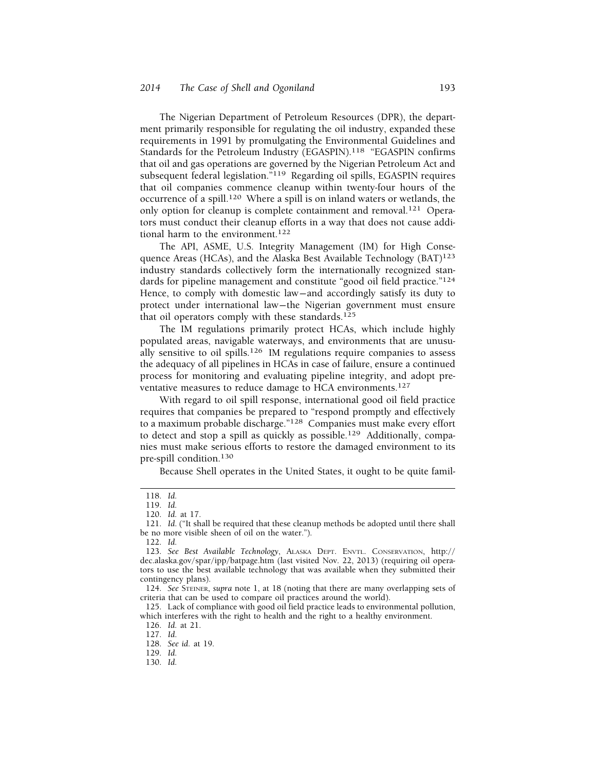The Nigerian Department of Petroleum Resources (DPR), the department primarily responsible for regulating the oil industry, expanded these requirements in 1991 by promulgating the Environmental Guidelines and Standards for the Petroleum Industry (EGASPIN).[118] "EGASPIN confirms that oil and gas operations are governed by the Nigerian Petroleum Act and subsequent federal legislation."[119] Regarding oil spills, EGASPIN requires that oil companies commence cleanup within twenty-four hours of the occurrence of a spill.[120] Where a spill is on inland waters or wetlands, the only option for cleanup is complete containment and removal.[121] Operators must conduct their cleanup efforts in a way that does not cause additional harm to the environment.[122]

The API, ASME, U.S. Integrity Management (IM) for High Consequence Areas (HCAs), and the Alaska Best Available Technology (BAT)[123] industry standards collectively form the internationally recognized standards for pipeline management and constitute "good oil field practice."[124] Hence, to comply with domestic law—and accordingly satisfy its duty to protect under international law—the Nigerian government must ensure that oil operators comply with these standards.[125]

The IM regulations primarily protect HCAs, which include highly populated areas, navigable waterways, and environments that are unusually sensitive to oil spills.[126] IM regulations require companies to assess the adequacy of all pipelines in HCAs in case of failure, ensure a continued process for monitoring and evaluating pipeline integrity, and adopt preventative measures to reduce damage to HCA environments.[127]

With regard to oil spill response, international good oil field practice requires that companies be prepared to "respond promptly and effectively to a maximum probable discharge."[128] Companies must make every effort to detect and stop a spill as quickly as possible.[129] Additionally, companies must make serious efforts to restore the damaged environment to its pre-spill condition.[130]

Because Shell operates in the United States, it ought to be quite famil-

---

118. *Id.*

119. *Id.*

120. *Id.* at 17.

121. *Id.* ("It shall be required that these cleanup methods be adopted until there shall be no more visible sheen of oil on the water.").

122. *Id.*

123. *See Best Available Technology*, ALASKA DEPT. ENVTL. CONSERVATION, http://dec.alaska.gov/spar/ipp/batpage.htm (last visited Nov. 22, 2013) (requiring oil operators to use the best available technology that was available when they submitted their contingency plans).

124. *See* STEINER, *supra* note 1, at 18 (noting that there are many overlapping sets of criteria that can be used to compare oil practices around the world).

125. Lack of compliance with good oil field practice leads to environmental pollution, which interferes with the right to health and the right to a healthy environment.

126. *Id.* at 21.

127. *Id.*

128. *See id.* at 19.

129. *Id.*

130. *Id.*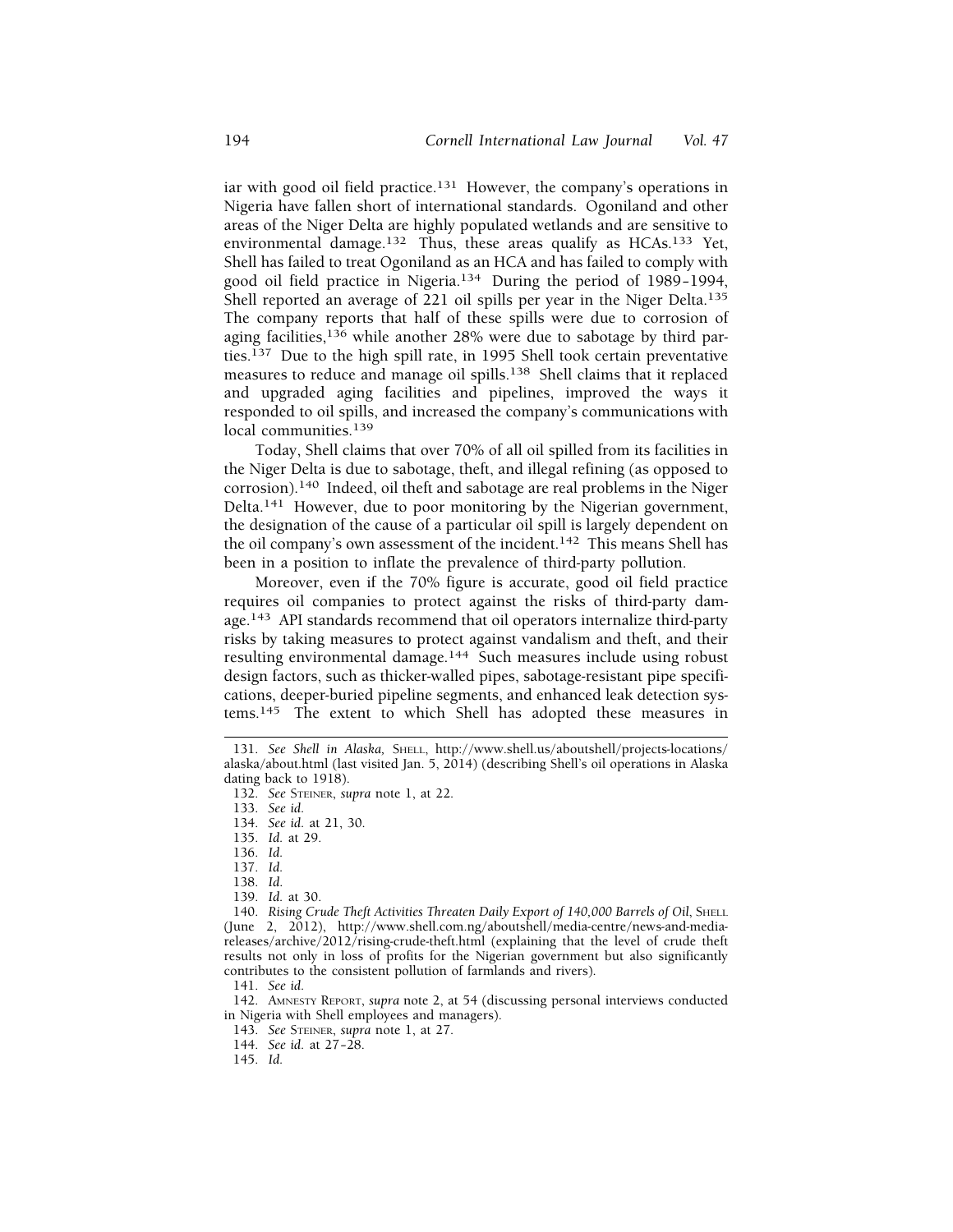iar with good oil field practice.[131] However, the company's operations in Nigeria have fallen short of international standards. Ogoniland and other areas of the Niger Delta are highly populated wetlands and are sensitive to environmental damage.[132] Thus, these areas qualify as HCAs.[133] Yet, Shell has failed to treat Ogoniland as an HCA and has failed to comply with good oil field practice in Nigeria.[134] During the period of 1989–1994, Shell reported an average of 221 oil spills per year in the Niger Delta.[135] The company reports that half of these spills were due to corrosion of aging facilities,[136] while another 28% were due to sabotage by third parties.[137] Due to the high spill rate, in 1995 Shell took certain preventative measures to reduce and manage oil spills.[138] Shell claims that it replaced and upgraded aging facilities and pipelines, improved the ways it responded to oil spills, and increased the company's communications with local communities.[139]

Today, Shell claims that over 70% of all oil spilled from its facilities in the Niger Delta is due to sabotage, theft, and illegal refining (as opposed to corrosion).[140] Indeed, oil theft and sabotage are real problems in the Niger Delta.[141] However, due to poor monitoring by the Nigerian government, the designation of the cause of a particular oil spill is largely dependent on the oil company's own assessment of the incident.[142] This means Shell has been in a position to inflate the prevalence of third-party pollution.

Moreover, even if the 70% figure is accurate, good oil field practice requires oil companies to protect against the risks of third-party damage.[143] API standards recommend that oil operators internalize third-party risks by taking measures to protect against vandalism and theft, and their resulting environmental damage.[144] Such measures include using robust design factors, such as thicker-walled pipes, sabotage-resistant pipe specifications, deeper-buried pipeline segments, and enhanced leak detection systems.[145] The extent to which Shell has adopted these measures in

---

131. *See Shell in Alaska,* SHELL, http://www.shell.us/aboutshell/projects-locations/alaska/about.html (last visited Jan. 5, 2014) (describing Shell's oil operations in Alaska dating back to 1918).

132. *See* STEINER, *supra* note 1, at 22.

133. *See id.*

134. *See id.* at 21, 30.

135. *Id.* at 29.

136. *Id.*

137. *Id.*

138. *Id.*

139. *Id.* at 30.

140. *Rising Crude Theft Activities Threaten Daily Export of 140,000 Barrels of Oil*, SHELL (June 2, 2012), http://www.shell.com.ng/aboutshell/media-centre/news-and-media-releases/archive/2012/rising-crude-theft.html (explaining that the level of crude theft results not only in loss of profits for the Nigerian government but also significantly contributes to the consistent pollution of farmlands and rivers).

141. *See id.*

142. AMNESTY REPORT, *supra* note 2, at 54 (discussing personal interviews conducted in Nigeria with Shell employees and managers).

143. *See* STEINER, *supra* note 1, at 27.

144. *See id.* at 27–28.

145. *Id.*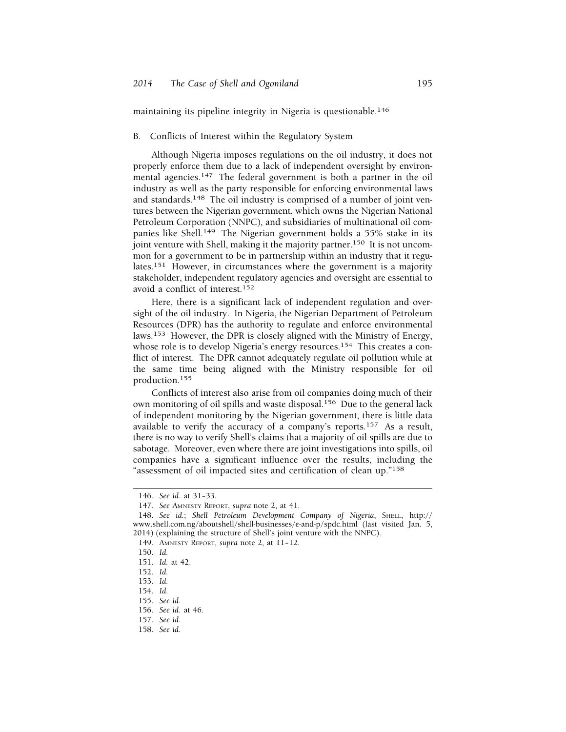maintaining its pipeline integrity in Nigeria is questionable.[146]

## B. Conflicts of Interest within the Regulatory System

Although Nigeria imposes regulations on the oil industry, it does not properly enforce them due to a lack of independent oversight by environmental agencies.[147] The federal government is both a partner in the oil industry as well as the party responsible for enforcing environmental laws and standards.[148] The oil industry is comprised of a number of joint ventures between the Nigerian government, which owns the Nigerian National Petroleum Corporation (NNPC), and subsidiaries of multinational oil companies like Shell.[149] The Nigerian government holds a 55% stake in its joint venture with Shell, making it the majority partner.[150] It is not uncommon for a government to be in partnership within an industry that it regulates.[151] However, in circumstances where the government is a majority stakeholder, independent regulatory agencies and oversight are essential to avoid a conflict of interest.[152]

Here, there is a significant lack of independent regulation and oversight of the oil industry. In Nigeria, the Nigerian Department of Petroleum Resources (DPR) has the authority to regulate and enforce environmental laws.[153] However, the DPR is closely aligned with the Ministry of Energy, whose role is to develop Nigeria's energy resources.[154] This creates a conflict of interest. The DPR cannot adequately regulate oil pollution while at the same time being aligned with the Ministry responsible for oil production.[155]

Conflicts of interest also arise from oil companies doing much of their own monitoring of oil spills and waste disposal.[156] Due to the general lack of independent monitoring by the Nigerian government, there is little data available to verify the accuracy of a company's reports.[157] As a result, there is no way to verify Shell's claims that a majority of oil spills are due to sabotage. Moreover, even where there are joint investigations into spills, oil companies have a significant influence over the results, including the "assessment of oil impacted sites and certification of clean up."[158]

---

146. *See id.* at 31–33.

147. *See* AMNESTY REPORT, *supra* note 2, at 41.

148. *See id.*; *Shell Petroleum Development Company of Nigeria*, SHELL, http://www.shell.com.ng/aboutshell/shell-businesses/e-and-p/spdc.html (last visited Jan. 5, 2014) (explaining the structure of Shell's joint venture with the NNPC).

149. AMNESTY REPORT, *supra* note 2, at 11–12.

150. *Id.*

151. *Id.* at 42.

152. *Id.*

153. *Id.*

154. *Id.*

155. *See id.*

156. *See id.* at 46.

157. *See id.*

158. *See id.*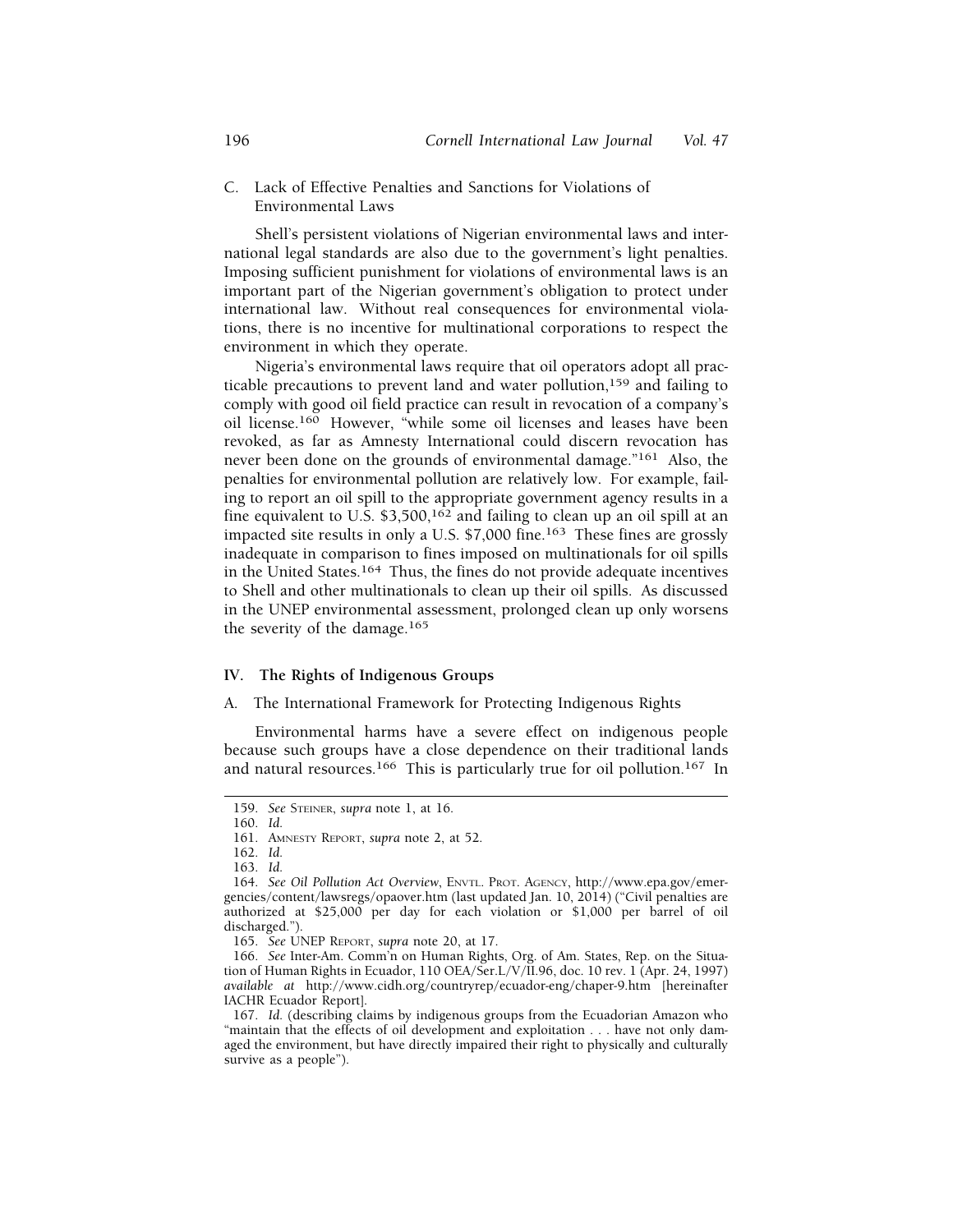### C. Lack of Effective Penalties and Sanctions for Violations of Environmental Laws

Shell's persistent violations of Nigerian environmental laws and international legal standards are also due to the government's light penalties. Imposing sufficient punishment for violations of environmental laws is an important part of the Nigerian government's obligation to protect under international law. Without real consequences for environmental violations, there is no incentive for multinational corporations to respect the environment in which they operate.

Nigeria's environmental laws require that oil operators adopt all practicable precautions to prevent land and water pollution,[159] and failing to comply with good oil field practice can result in revocation of a company's oil license.[160] However, "while some oil licenses and leases have been revoked, as far as Amnesty International could discern revocation has never been done on the grounds of environmental damage."[161] Also, the penalties for environmental pollution are relatively low. For example, failing to report an oil spill to the appropriate government agency results in a fine equivalent to U.S. $3,500,[162] and failing to clean up an oil spill at an impacted site results in only a U.S. $7,000 fine.[163] These fines are grossly inadequate in comparison to fines imposed on multinationals for oil spills in the United States.[164] Thus, the fines do not provide adequate incentives to Shell and other multinationals to clean up their oil spills. As discussed in the UNEP environmental assessment, prolonged clean up only worsens the severity of the damage.[165]

## IV. The Rights of Indigenous Groups

### A. The International Framework for Protecting Indigenous Rights

Environmental harms have a severe effect on indigenous people because such groups have a close dependence on their traditional lands and natural resources.[166] This is particularly true for oil pollution.[167] In

---

159. *See* Steiner, *supra* note 1, at 16.

160. *Id.*

161. Amnesty Report, *supra* note 2, at 52.

162. *Id.*

163. *Id.*

164. *See Oil Pollution Act Overview*, Envtl. Prot. Agency, http://www.epa.gov/emergencies/content/lawsregs/opaover.htm (last updated Jan. 10, 2014) ("Civil penalties are authorized at $25,000 per day for each violation or $1,000 per barrel of oil discharged.").

165. *See* UNEP Report, *supra* note 20, at 17.

166. *See* Inter-Am. Comm'n on Human Rights, Org. of Am. States, Rep. on the Situation of Human Rights in Ecuador, 110 OEA/Ser.L/V/II.96, doc. 10 rev. 1 (Apr. 24, 1997) *available at* http://www.cidh.org/countryrep/ecuador-eng/chaper-9.htm [hereinafter IACHR Ecuador Report].

167. *Id.* (describing claims by indigenous groups from the Ecuadorian Amazon who "maintain that the effects of oil development and exploitation . . . have not only damaged the environment, but have directly impaired their right to physically and culturally survive as a people").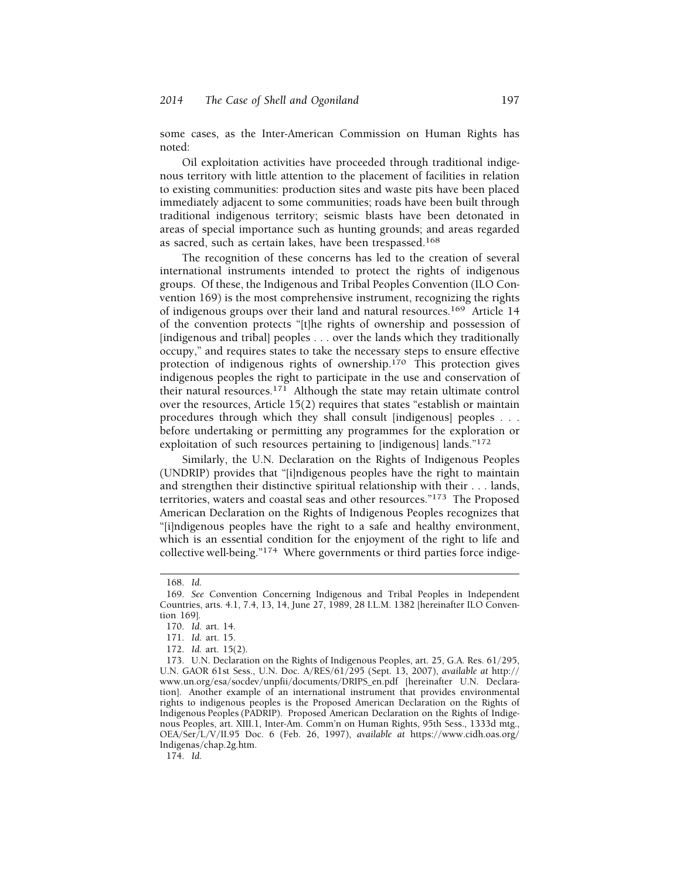some cases, as the Inter-American Commission on Human Rights has noted:

> Oil exploitation activities have proceeded through traditional indigenous territory with little attention to the placement of facilities in relation to existing communities: production sites and waste pits have been placed immediately adjacent to some communities; roads have been built through traditional indigenous territory; seismic blasts have been detonated in areas of special importance such as hunting grounds; and areas regarded as sacred, such as certain lakes, have been trespassed.[168]

The recognition of these concerns has led to the creation of several international instruments intended to protect the rights of indigenous groups. Of these, the Indigenous and Tribal Peoples Convention (ILO Convention 169) is the most comprehensive instrument, recognizing the rights of indigenous groups over their land and natural resources.[169] Article 14 of the convention protects "[t]he rights of ownership and possession of [indigenous and tribal] peoples . . . over the lands which they traditionally occupy," and requires states to take the necessary steps to ensure effective protection of indigenous rights of ownership.[170] This protection gives indigenous peoples the right to participate in the use and conservation of their natural resources.[171] Although the state may retain ultimate control over the resources, Article 15(2) requires that states "establish or maintain procedures through which they shall consult [indigenous] peoples . . . before undertaking or permitting any programmes for the exploration or exploitation of such resources pertaining to [indigenous] lands."[172]

Similarly, the U.N. Declaration on the Rights of Indigenous Peoples (UNDRIP) provides that "[i]ndigenous peoples have the right to maintain and strengthen their distinctive spiritual relationship with their . . . lands, territories, waters and coastal seas and other resources."[173] The Proposed American Declaration on the Rights of Indigenous Peoples recognizes that "[i]ndigenous peoples have the right to a safe and healthy environment, which is an essential condition for the enjoyment of the right to life and collective well-being."[174] Where governments or third parties force indige-

---

168. *Id.*

169. *See* Convention Concerning Indigenous and Tribal Peoples in Independent Countries, arts. 4.1, 7.4, 13, 14, June 27, 1989, 28 I.L.M. 1382 [hereinafter ILO Convention 169].

170. *Id.* art. 14.

171. *Id.* art. 15.

172. *Id.* art. 15(2).

173. U.N. Declaration on the Rights of Indigenous Peoples, art. 25, G.A. Res. 61/295, U.N. GAOR 61st Sess., U.N. Doc. A/RES/61/295 (Sept. 13, 2007), *available at* http://www.un.org/esa/socdev/unpfii/documents/DRIPS_en.pdf [hereinafter U.N. Declaration]. Another example of an international instrument that provides environmental rights to indigenous peoples is the Proposed American Declaration on the Rights of Indigenous Peoples (PADRIP). Proposed American Declaration on the Rights of Indigenous Peoples, art. XIII.1, Inter-Am. Comm'n on Human Rights, 95th Sess., 1333d mtg., OEA/Ser/L/V/II.95 Doc. 6 (Feb. 26, 1997), *available at* https://www.cidh.oas.org/Indigenas/chap.2g.htm.

174. *Id.*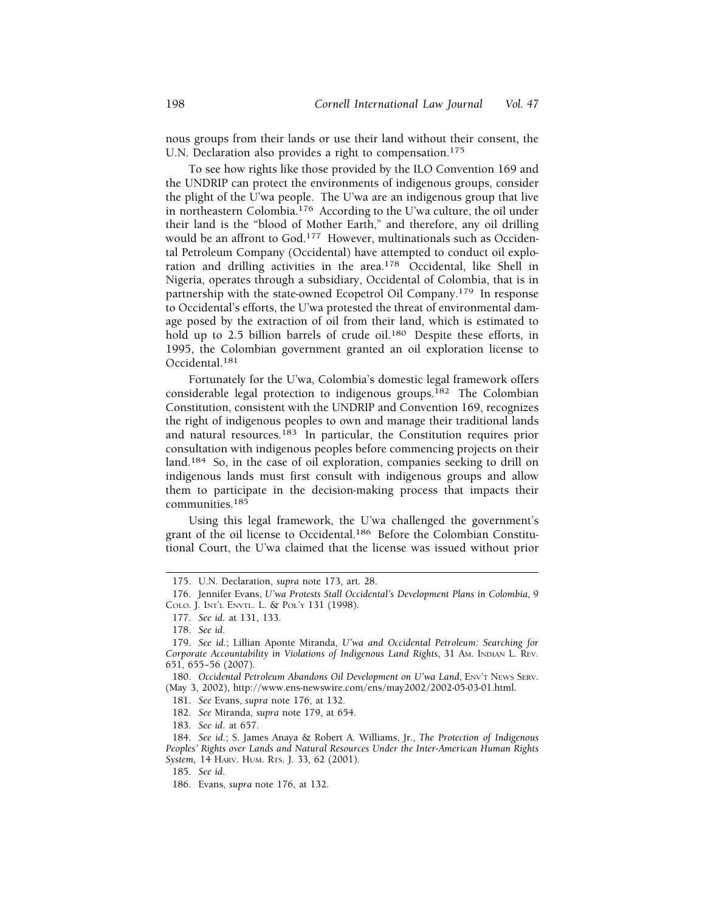nous groups from their lands or use their land without their consent, the U.N. Declaration also provides a right to compensation.[175]

To see how rights like those provided by the ILO Convention 169 and the UNDRIP can protect the environments of indigenous groups, consider the plight of the U'wa people. The U'wa are an indigenous group that live in northeastern Colombia.[176] According to the U'wa culture, the oil under their land is the "blood of Mother Earth," and therefore, any oil drilling would be an affront to God.[177] However, multinationals such as Occidental Petroleum Company (Occidental) have attempted to conduct oil exploration and drilling activities in the area.[178] Occidental, like Shell in Nigeria, operates through a subsidiary, Occidental of Colombia, that is in partnership with the state-owned Ecopetrol Oil Company.[179] In response to Occidental's efforts, the U'wa protested the threat of environmental damage posed by the extraction of oil from their land, which is estimated to hold up to 2.5 billion barrels of crude oil.[180] Despite these efforts, in 1995, the Colombian government granted an oil exploration license to Occidental.[181]

Fortunately for the U'wa, Colombia's domestic legal framework offers considerable legal protection to indigenous groups.[182] The Colombian Constitution, consistent with the UNDRIP and Convention 169, recognizes the right of indigenous peoples to own and manage their traditional lands and natural resources.[183] In particular, the Constitution requires prior consultation with indigenous peoples before commencing projects on their land.[184] So, in the case of oil exploration, companies seeking to drill on indigenous lands must first consult with indigenous groups and allow them to participate in the decision-making process that impacts their communities.[185]

Using this legal framework, the U'wa challenged the government's grant of the oil license to Occidental.[186] Before the Colombian Constitutional Court, the U'wa claimed that the license was issued without prior

---

175. U.N. Declaration, *supra* note 173, art. 28.

176. Jennifer Evans, *U'wa Protests Stall Occidental's Development Plans in Colombia*, 9 COLO. J. INT'L ENVTL. L. & POL'Y 131 (1998).

177. *See id.* at 131, 133.

178. *See id.*

179. *See id.*; Lillian Aponte Miranda, *U'wa and Occidental Petroleum: Searching for Corporate Accountability in Violations of Indigenous Land Rights*, 31 AM. INDIAN L. REV. 651, 655–56 (2007).

180. *Occidental Petroleum Abandons Oil Development on U'wa Land*, ENV'T NEWS SERV. (May 3, 2002), http://www.ens-newswire.com/ens/may2002/2002-05-03-01.html.

181. *See* Evans, *supra* note 176, at 132.

182. *See* Miranda, *supra* note 179, at 654.

183. *See id.* at 657.

184. *See id.*; S. James Anaya & Robert A. Williams, Jr., *The Protection of Indigenous Peoples' Rights over Lands and Natural Resources Under the Inter-American Human Rights System,* 14 HARV. HUM. RTS. J. 33, 62 (2001).

185. *See id.*

186. Evans, *supra* note 176, at 132.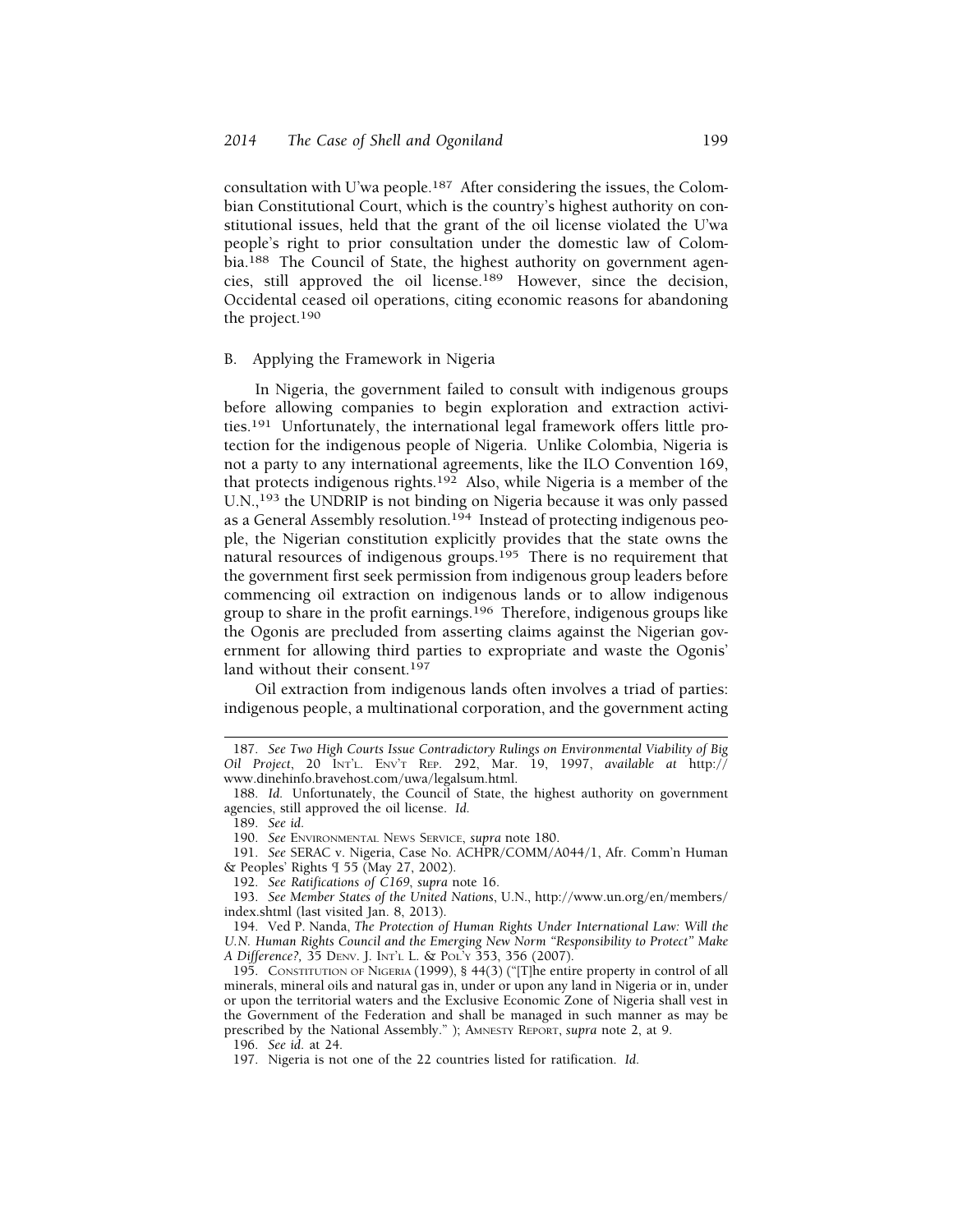consultation with U'wa people.[187] After considering the issues, the Colombian Constitutional Court, which is the country's highest authority on constitutional issues, held that the grant of the oil license violated the U'wa people's right to prior consultation under the domestic law of Colombia.[188] The Council of State, the highest authority on government agencies, still approved the oil license.[189] However, since the decision, Occidental ceased oil operations, citing economic reasons for abandoning the project.[190]

### B. Applying the Framework in Nigeria

In Nigeria, the government failed to consult with indigenous groups before allowing companies to begin exploration and extraction activities.[191] Unfortunately, the international legal framework offers little protection for the indigenous people of Nigeria. Unlike Colombia, Nigeria is not a party to any international agreements, like the ILO Convention 169, that protects indigenous rights.[192] Also, while Nigeria is a member of the U.N.,[193] the UNDRIP is not binding on Nigeria because it was only passed as a General Assembly resolution.[194] Instead of protecting indigenous people, the Nigerian constitution explicitly provides that the state owns the natural resources of indigenous groups.[195] There is no requirement that the government first seek permission from indigenous group leaders before commencing oil extraction on indigenous lands or to allow indigenous group to share in the profit earnings.[196] Therefore, indigenous groups like the Ogonis are precluded from asserting claims against the Nigerian government for allowing third parties to expropriate and waste the Ogonis' land without their consent.[197]

Oil extraction from indigenous lands often involves a triad of parties: indigenous people, a multinational corporation, and the government acting

---

187. *See Two High Courts Issue Contradictory Rulings on Environmental Viability of Big Oil Project*, 20 INT'L. ENV'T REP. 292, Mar. 19, 1997, *available at* http://www.dinehinfo.bravehost.com/uwa/legalsum.html.

188. *Id.* Unfortunately, the Council of State, the highest authority on government agencies, still approved the oil license. *Id.*

189. *See id.*

190. *See* ENVIRONMENTAL NEWS SERVICE, *supra* note 180.

191. *See* SERAC v. Nigeria, Case No. ACHPR/COMM/A044/1, Afr. Comm'n Human & Peoples' Rights ¶ 55 (May 27, 2002).

192. *See Ratifications of C169*, *supra* note 16.

193. *See Member States of the United Nations*, U.N., http://www.un.org/en/members/index.shtml (last visited Jan. 8, 2013).

194. Ved P. Nanda, *The Protection of Human Rights Under International Law: Will the U.N. Human Rights Council and the Emerging New Norm "Responsibility to Protect" Make A Difference?,* 35 DENV. J. INT'L L. & POL'Y 353, 356 (2007).

195. CONSTITUTION OF NIGERIA (1999), § 44(3) ("[T]he entire property in control of all minerals, mineral oils and natural gas in, under or upon any land in Nigeria or in, under or upon the territorial waters and the Exclusive Economic Zone of Nigeria shall vest in the Government of the Federation and shall be managed in such manner as may be prescribed by the National Assembly." ); AMNESTY REPORT, *supra* note 2, at 9.

196. *See id.* at 24.

197. Nigeria is not one of the 22 countries listed for ratification. *Id.*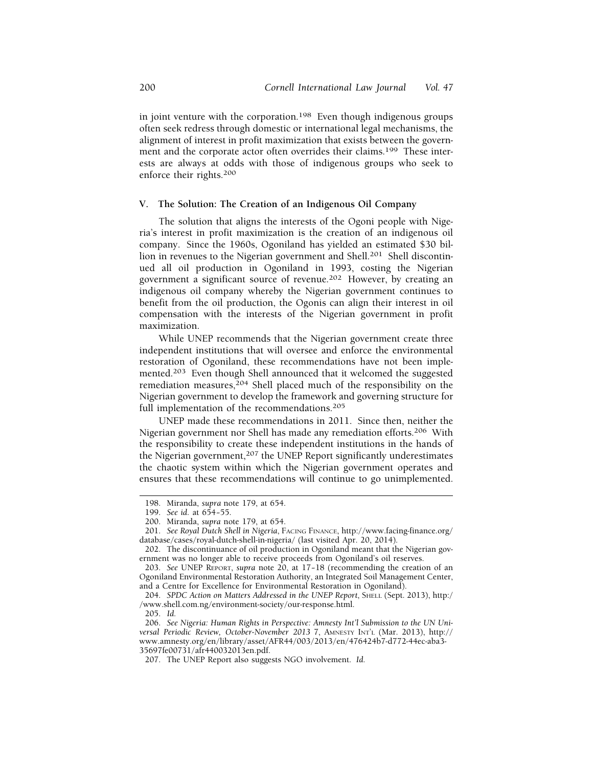in joint venture with the corporation.[198] Even though indigenous groups often seek redress through domestic or international legal mechanisms, the alignment of interest in profit maximization that exists between the government and the corporate actor often overrides their claims.[199] These interests are always at odds with those of indigenous groups who seek to enforce their rights.[200]

## V. The Solution: The Creation of an Indigenous Oil Company

The solution that aligns the interests of the Ogoni people with Nigeria's interest in profit maximization is the creation of an indigenous oil company. Since the 1960s, Ogoniland has yielded an estimated $30 billion in revenues to the Nigerian government and Shell.[201] Shell discontinued all oil production in Ogoniland in 1993, costing the Nigerian government a significant source of revenue.[202] However, by creating an indigenous oil company whereby the Nigerian government continues to benefit from the oil production, the Ogonis can align their interest in oil compensation with the interests of the Nigerian government in profit maximization.

While UNEP recommends that the Nigerian government create three independent institutions that will oversee and enforce the environmental restoration of Ogoniland, these recommendations have not been implemented.[203] Even though Shell announced that it welcomed the suggested remediation measures,[204] Shell placed much of the responsibility on the Nigerian government to develop the framework and governing structure for full implementation of the recommendations.[205]

UNEP made these recommendations in 2011. Since then, neither the Nigerian government nor Shell has made any remediation efforts.[206] With the responsibility to create these independent institutions in the hands of the Nigerian government,[207] the UNEP Report significantly underestimates the chaotic system within which the Nigerian government operates and ensures that these recommendations will continue to go unimplemented.

---

198. Miranda, *supra* note 179, at 654.

199. *See id.* at 654–55.

200. Miranda, *supra* note 179, at 654.

201. *See Royal Dutch Shell in Nigeria*, FACING FINANCE, http://www.facing-finance.org/database/cases/royal-dutch-shell-in-nigeria/ (last visited Apr. 20, 2014).

202. The discontinuance of oil production in Ogoniland meant that the Nigerian government was no longer able to receive proceeds from Ogoniland's oil reserves.

203. *See* UNEP REPORT, *supra* note 20, at 17–18 (recommending the creation of an Ogoniland Environmental Restoration Authority, an Integrated Soil Management Center, and a Centre for Excellence for Environmental Restoration in Ogoniland).

204. *SPDC Action on Matters Addressed in the UNEP Report*, SHELL (Sept. 2013), http://www.shell.com.ng/environment-society/our-response.html.

205. *Id.*

206. *See Nigeria: Human Rights in Perspective: Amnesty Int'l Submission to the UN Universal Periodic Review, October-November 2013* 7, AMNESTY INT'L (Mar. 2013), http://www.amnesty.org/en/library/asset/AFR44/003/2013/en/476424b7-d772-44ec-aba3-35697fe00731/afr440032013en.pdf.

207. The UNEP Report also suggests NGO involvement. *Id.*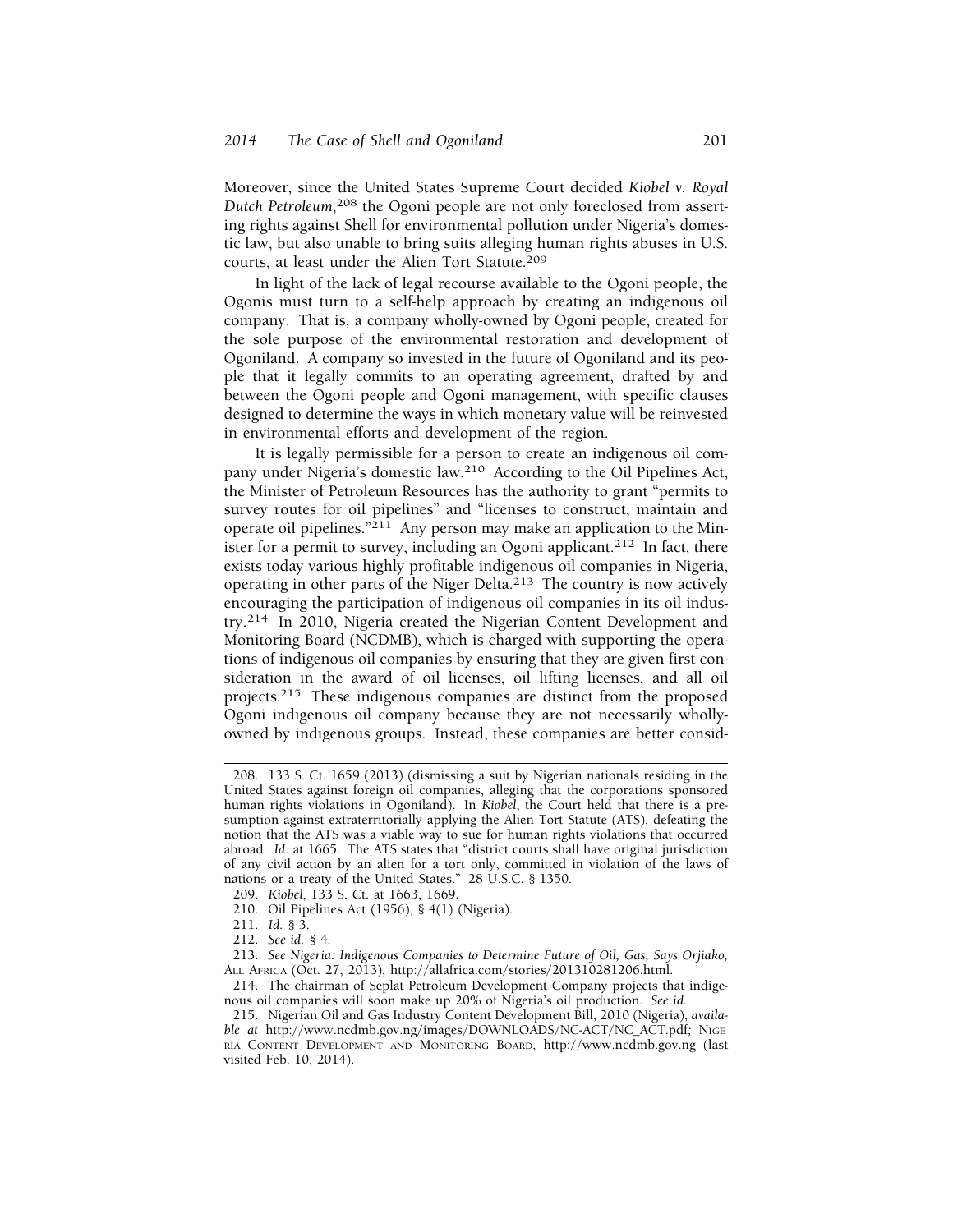Moreover, since the United States Supreme Court decided *Kiobel v. Royal Dutch Petroleum*,[208] the Ogoni people are not only foreclosed from asserting rights against Shell for environmental pollution under Nigeria's domestic law, but also unable to bring suits alleging human rights abuses in U.S. courts, at least under the Alien Tort Statute.[209]

In light of the lack of legal recourse available to the Ogoni people, the Ogonis must turn to a self-help approach by creating an indigenous oil company. That is, a company wholly-owned by Ogoni people, created for the sole purpose of the environmental restoration and development of Ogoniland. A company so invested in the future of Ogoniland and its people that it legally commits to an operating agreement, drafted by and between the Ogoni people and Ogoni management, with specific clauses designed to determine the ways in which monetary value will be reinvested in environmental efforts and development of the region.

It is legally permissible for a person to create an indigenous oil company under Nigeria's domestic law.[210] According to the Oil Pipelines Act, the Minister of Petroleum Resources has the authority to grant "permits to survey routes for oil pipelines" and "licenses to construct, maintain and operate oil pipelines."[211] Any person may make an application to the Minister for a permit to survey, including an Ogoni applicant.[212] In fact, there exists today various highly profitable indigenous oil companies in Nigeria, operating in other parts of the Niger Delta.[213] The country is now actively encouraging the participation of indigenous oil companies in its oil industry.[214] In 2010, Nigeria created the Nigerian Content Development and Monitoring Board (NCDMB), which is charged with supporting the operations of indigenous oil companies by ensuring that they are given first consideration in the award of oil licenses, oil lifting licenses, and all oil projects.[215] These indigenous companies are distinct from the proposed Ogoni indigenous oil company because they are not necessarily wholly-owned by indigenous groups. Instead, these companies are better consid-

---

208. 133 S. Ct. 1659 (2013) (dismissing a suit by Nigerian nationals residing in the United States against foreign oil companies, alleging that the corporations sponsored human rights violations in Ogoniland). In *Kiobel*, the Court held that there is a presumption against extraterritorially applying the Alien Tort Statute (ATS), defeating the notion that the ATS was a viable way to sue for human rights violations that occurred abroad. *Id.* at 1665. The ATS states that "district courts shall have original jurisdiction of any civil action by an alien for a tort only, committed in violation of the laws of nations or a treaty of the United States." 28 U.S.C. § 1350.

209. *Kiobel*, 133 S. Ct. at 1663, 1669.

210. Oil Pipelines Act (1956), § 4(1) (Nigeria).

211. *Id.* § 3.

212. *See id.* § 4.

213. *See Nigeria: Indigenous Companies to Determine Future of Oil, Gas, Says Orjiako,* All Africa (Oct. 27, 2013), http://allafrica.com/stories/201310281206.html.

214. The chairman of Seplat Petroleum Development Company projects that indigenous oil companies will soon make up 20% of Nigeria's oil production. *See id.*

215. Nigerian Oil and Gas Industry Content Development Bill, 2010 (Nigeria), *available at* http://www.ncdmb.gov.ng/images/DOWNLOADS/NC-ACT/NC_ACT.pdf; Nigeria Content Development and Monitoring Board, http://www.ncdmb.gov.ng (last visited Feb. 10, 2014).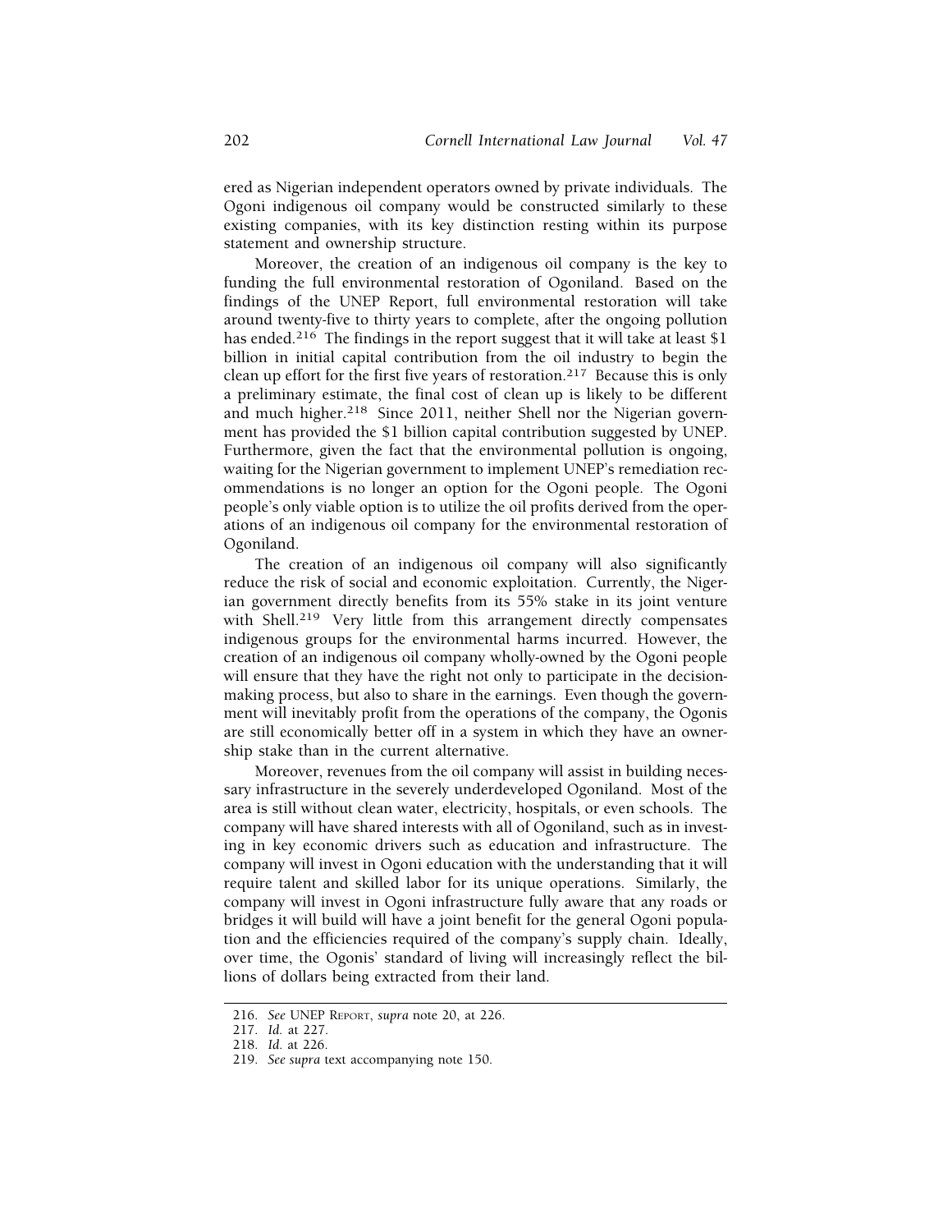ered as Nigerian independent operators owned by private individuals. The Ogoni indigenous oil company would be constructed similarly to these existing companies, with its key distinction resting within its purpose statement and ownership structure.

Moreover, the creation of an indigenous oil company is the key to funding the full environmental restoration of Ogoniland. Based on the findings of the UNEP Report, full environmental restoration will take around twenty-five to thirty years to complete, after the ongoing pollution has ended.[216] The findings in the report suggest that it will take at least $1 billion in initial capital contribution from the oil industry to begin the clean up effort for the first five years of restoration.[217] Because this is only a preliminary estimate, the final cost of clean up is likely to be different and much higher.[218] Since 2011, neither Shell nor the Nigerian government has provided the $1 billion capital contribution suggested by UNEP. Furthermore, given the fact that the environmental pollution is ongoing, waiting for the Nigerian government to implement UNEP's remediation recommendations is no longer an option for the Ogoni people. The Ogoni people's only viable option is to utilize the oil profits derived from the operations of an indigenous oil company for the environmental restoration of Ogoniland.

The creation of an indigenous oil company will also significantly reduce the risk of social and economic exploitation. Currently, the Nigerian government directly benefits from its 55% stake in its joint venture with Shell.[219] Very little from this arrangement directly compensates indigenous groups for the environmental harms incurred. However, the creation of an indigenous oil company wholly-owned by the Ogoni people will ensure that they have the right not only to participate in the decision-making process, but also to share in the earnings. Even though the government will inevitably profit from the operations of the company, the Ogonis are still economically better off in a system in which they have an ownership stake than in the current alternative.

Moreover, revenues from the oil company will assist in building necessary infrastructure in the severely underdeveloped Ogoniland. Most of the area is still without clean water, electricity, hospitals, or even schools. The company will have shared interests with all of Ogoniland, such as in investing in key economic drivers such as education and infrastructure. The company will invest in Ogoni education with the understanding that it will require talent and skilled labor for its unique operations. Similarly, the company will invest in Ogoni infrastructure fully aware that any roads or bridges it will build will have a joint benefit for the general Ogoni population and the efficiencies required of the company's supply chain. Ideally, over time, the Ogonis' standard of living will increasingly reflect the billions of dollars being extracted from their land.

216. *See* UNEP REPORT, *supra* note 20, at 226.

217. *Id.* at 227.

218. *Id.* at 226.

219. *See supra* text accompanying note 150.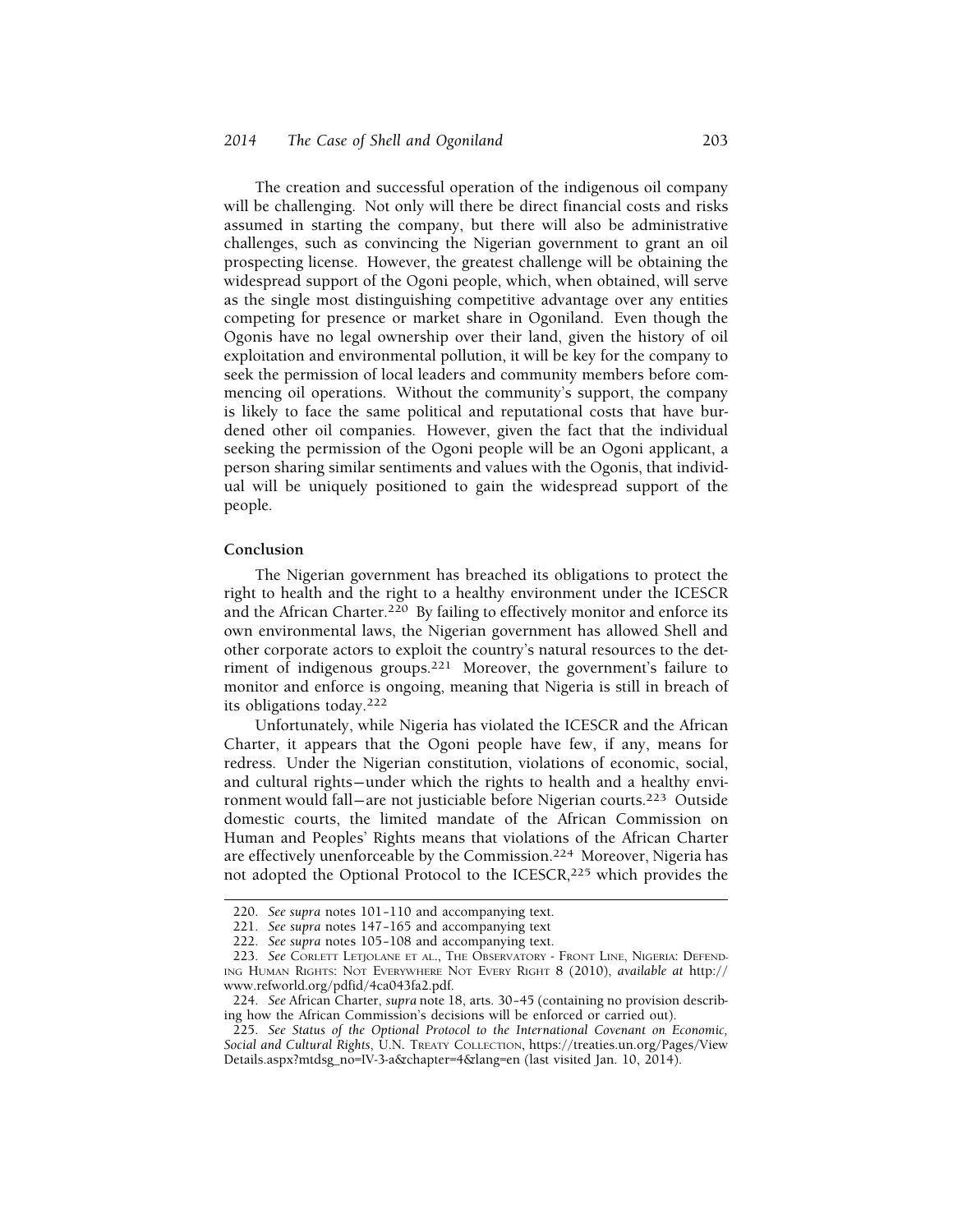The creation and successful operation of the indigenous oil company will be challenging. Not only will there be direct financial costs and risks assumed in starting the company, but there will also be administrative challenges, such as convincing the Nigerian government to grant an oil prospecting license. However, the greatest challenge will be obtaining the widespread support of the Ogoni people, which, when obtained, will serve as the single most distinguishing competitive advantage over any entities competing for presence or market share in Ogoniland. Even though the Ogonis have no legal ownership over their land, given the history of oil exploitation and environmental pollution, it will be key for the company to seek the permission of local leaders and community members before commencing oil operations. Without the community's support, the company is likely to face the same political and reputational costs that have burdened other oil companies. However, given the fact that the individual seeking the permission of the Ogoni people will be an Ogoni applicant, a person sharing similar sentiments and values with the Ogonis, that individual will be uniquely positioned to gain the widespread support of the people.

## Conclusion

The Nigerian government has breached its obligations to protect the right to health and the right to a healthy environment under the ICESCR and the African Charter.[220] By failing to effectively monitor and enforce its own environmental laws, the Nigerian government has allowed Shell and other corporate actors to exploit the country's natural resources to the detriment of indigenous groups.[221] Moreover, the government's failure to monitor and enforce is ongoing, meaning that Nigeria is still in breach of its obligations today.[222]

Unfortunately, while Nigeria has violated the ICESCR and the African Charter, it appears that the Ogoni people have few, if any, means for redress. Under the Nigerian constitution, violations of economic, social, and cultural rights—under which the rights to health and a healthy environment would fall—are not justiciable before Nigerian courts.[223] Outside domestic courts, the limited mandate of the African Commission on Human and Peoples' Rights means that violations of the African Charter are effectively unenforceable by the Commission.[224] Moreover, Nigeria has not adopted the Optional Protocol to the ICESCR,[225] which provides the

---

220. *See supra* notes 101–110 and accompanying text.

221. *See supra* notes 147–165 and accompanying text

222. *See supra* notes 105–108 and accompanying text.

223. *See* Corlett Letjolane et al., The Observatory - Front Line, Nigeria: Defending Human Rights: Not Everywhere Not Every Right 8 (2010), *available at* http://www.refworld.org/pdfid/4ca043fa2.pdf.

224. *See* African Charter, *supra* note 18, arts. 30–45 (containing no provision describing how the African Commission's decisions will be enforced or carried out).

225. *See Status of the Optional Protocol to the International Covenant on Economic, Social and Cultural Rights*, U.N. Treaty Collection, https://treaties.un.org/Pages/ViewDetails.aspx?mtdsg_no=IV-3-a&chapter=4&lang=en (last visited Jan. 10, 2014).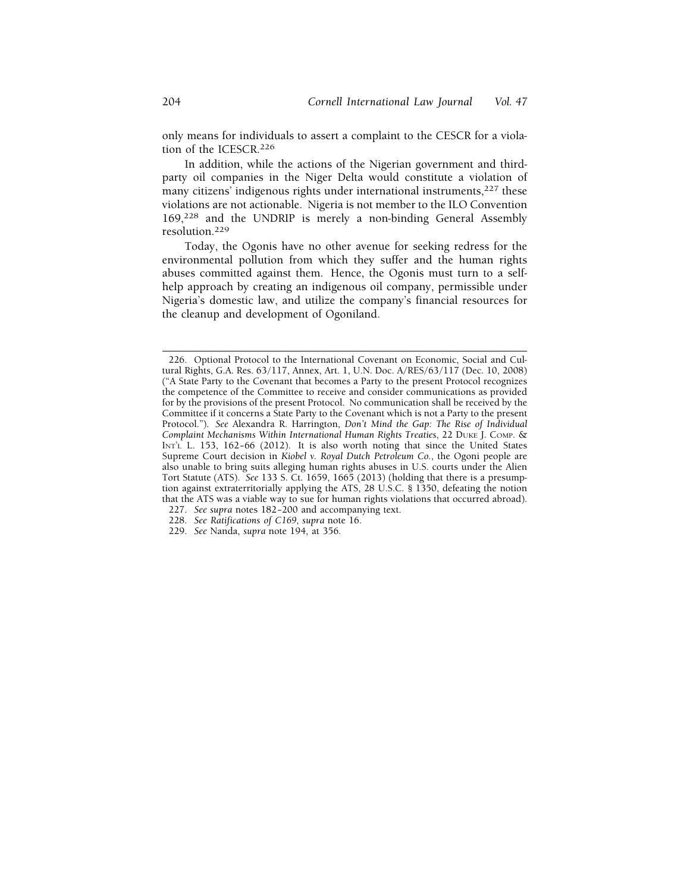only means for individuals to assert a complaint to the CESCR for a violation of the ICESCR.[226]

In addition, while the actions of the Nigerian government and third-party oil companies in the Niger Delta would constitute a violation of many citizens' indigenous rights under international instruments,[227] these violations are not actionable. Nigeria is not member to the ILO Convention 169,[228] and the UNDRIP is merely a non-binding General Assembly resolution.[229]

Today, the Ogonis have no other avenue for seeking redress for the environmental pollution from which they suffer and the human rights abuses committed against them. Hence, the Ogonis must turn to a self-help approach by creating an indigenous oil company, permissible under Nigeria's domestic law, and utilize the company's financial resources for the cleanup and development of Ogoniland.

---

226. Optional Protocol to the International Covenant on Economic, Social and Cultural Rights, G.A. Res. 63/117, Annex, Art. 1, U.N. Doc. A/RES/63/117 (Dec. 10, 2008) ("A State Party to the Covenant that becomes a Party to the present Protocol recognizes the competence of the Committee to receive and consider communications as provided for by the provisions of the present Protocol. No communication shall be received by the Committee if it concerns a State Party to the Covenant which is not a Party to the present Protocol."). *See* Alexandra R. Harrington, *Don't Mind the Gap: The Rise of Individual Complaint Mechanisms Within International Human Rights Treaties*, 22 DUKE J. COMP. & INT'L L. 153, 162–66 (2012). It is also worth noting that since the United States Supreme Court decision in *Kiobel v. Royal Dutch Petroleum Co.*, the Ogoni people are also unable to bring suits alleging human rights abuses in U.S. courts under the Alien Tort Statute (ATS). *See* 133 S. Ct. 1659, 1665 (2013) (holding that there is a presumption against extraterritorially applying the ATS, 28 U.S.C. § 1350, defeating the notion that the ATS was a viable way to sue for human rights violations that occurred abroad).

227. *See supra* notes 182–200 and accompanying text.

228. *See Ratifications of C169*, *supra* note 16.

229. *See* Nanda, *supra* note 194, at 356.